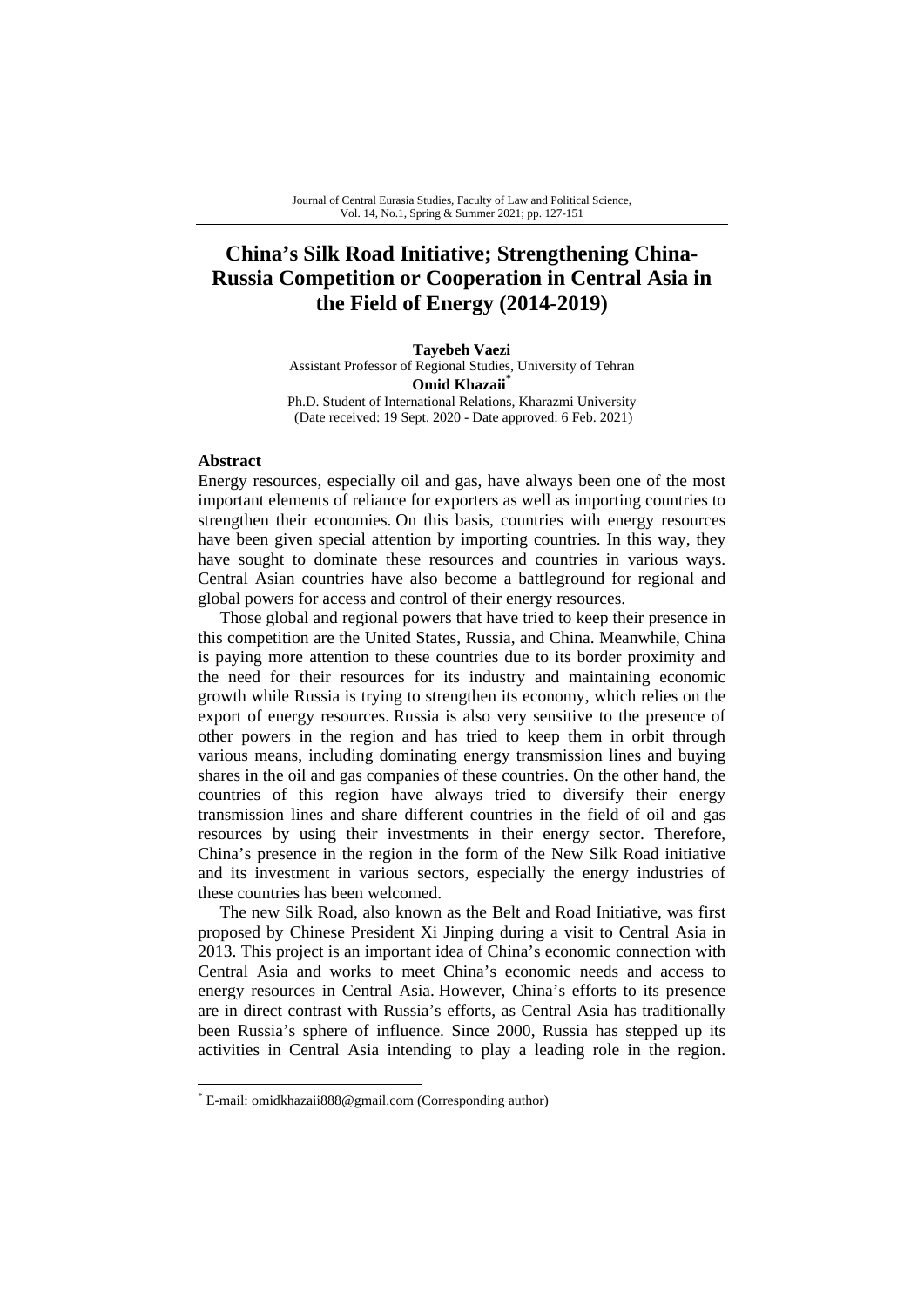# China's Silk Road Initiative; Strengthening China-Russia Competition or Cooperation in Central Asia in the Field of Energy (2014-2019)

**Tayebeh Vaezi**
Assistant Professor of Regional Studies, University of Tehran

**Omid Khazaii***
Ph.D. Student of International Relations, Kharazmi University
(Date received: 19 Sept. 2020 - Date approved: 6 Feb. 2021)

## Abstract

Energy resources, especially oil and gas, have always been one of the most important elements of reliance for exporters as well as importing countries to strengthen their economies. On this basis, countries with energy resources have been given special attention by importing countries. In this way, they have sought to dominate these resources and countries in various ways. Central Asian countries have also become a battleground for regional and global powers for access and control of their energy resources.

Those global and regional powers that have tried to keep their presence in this competition are the United States, Russia, and China. Meanwhile, China is paying more attention to these countries due to its border proximity and the need for their resources for its industry and maintaining economic growth while Russia is trying to strengthen its economy, which relies on the export of energy resources. Russia is also very sensitive to the presence of other powers in the region and has tried to keep them in orbit through various means, including dominating energy transmission lines and buying shares in the oil and gas companies of these countries. On the other hand, the countries of this region have always tried to diversify their energy transmission lines and share different countries in the field of oil and gas resources by using their investments in their energy sector. Therefore, China's presence in the region in the form of the New Silk Road initiative and its investment in various sectors, especially the energy industries of these countries has been welcomed.

The new Silk Road, also known as the Belt and Road Initiative, was first proposed by Chinese President Xi Jinping during a visit to Central Asia in 2013. This project is an important idea of China's economic connection with Central Asia and works to meet China's economic needs and access to energy resources in Central Asia. However, China's efforts to its presence are in direct contrast with Russia's efforts, as Central Asia has traditionally been Russia's sphere of influence. Since 2000, Russia has stepped up its activities in Central Asia intending to play a leading role in the region.

* E-mail: omidkhazaii888@gmail.com (Corresponding author)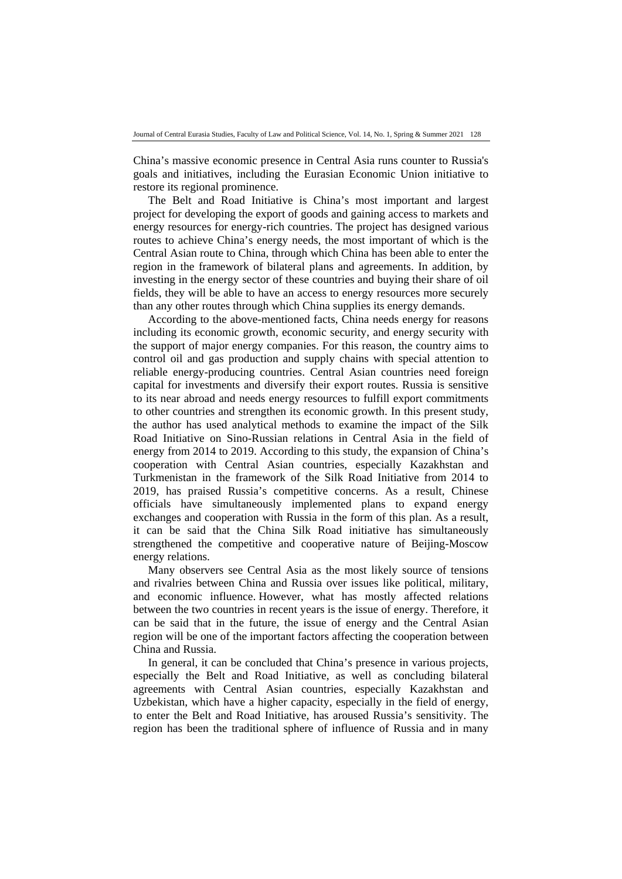China's massive economic presence in Central Asia runs counter to Russia's goals and initiatives, including the Eurasian Economic Union initiative to restore its regional prominence.

The Belt and Road Initiative is China's most important and largest project for developing the export of goods and gaining access to markets and energy resources for energy-rich countries. The project has designed various routes to achieve China's energy needs, the most important of which is the Central Asian route to China, through which China has been able to enter the region in the framework of bilateral plans and agreements. In addition, by investing in the energy sector of these countries and buying their share of oil fields, they will be able to have an access to energy resources more securely than any other routes through which China supplies its energy demands.

According to the above-mentioned facts, China needs energy for reasons including its economic growth, economic security, and energy security with the support of major energy companies. For this reason, the country aims to control oil and gas production and supply chains with special attention to reliable energy-producing countries. Central Asian countries need foreign capital for investments and diversify their export routes. Russia is sensitive to its near abroad and needs energy resources to fulfill export commitments to other countries and strengthen its economic growth. In this present study, the author has used analytical methods to examine the impact of the Silk Road Initiative on Sino-Russian relations in Central Asia in the field of energy from 2014 to 2019. According to this study, the expansion of China's cooperation with Central Asian countries, especially Kazakhstan and Turkmenistan in the framework of the Silk Road Initiative from 2014 to 2019, has praised Russia's competitive concerns. As a result, Chinese officials have simultaneously implemented plans to expand energy exchanges and cooperation with Russia in the form of this plan. As a result, it can be said that the China Silk Road initiative has simultaneously strengthened the competitive and cooperative nature of Beijing-Moscow energy relations.

Many observers see Central Asia as the most likely source of tensions and rivalries between China and Russia over issues like political, military, and economic influence. However, what has mostly affected relations between the two countries in recent years is the issue of energy. Therefore, it can be said that in the future, the issue of energy and the Central Asian region will be one of the important factors affecting the cooperation between China and Russia.

In general, it can be concluded that China's presence in various projects, especially the Belt and Road Initiative, as well as concluding bilateral agreements with Central Asian countries, especially Kazakhstan and Uzbekistan, which have a higher capacity, especially in the field of energy, to enter the Belt and Road Initiative, has aroused Russia's sensitivity. The region has been the traditional sphere of influence of Russia and in many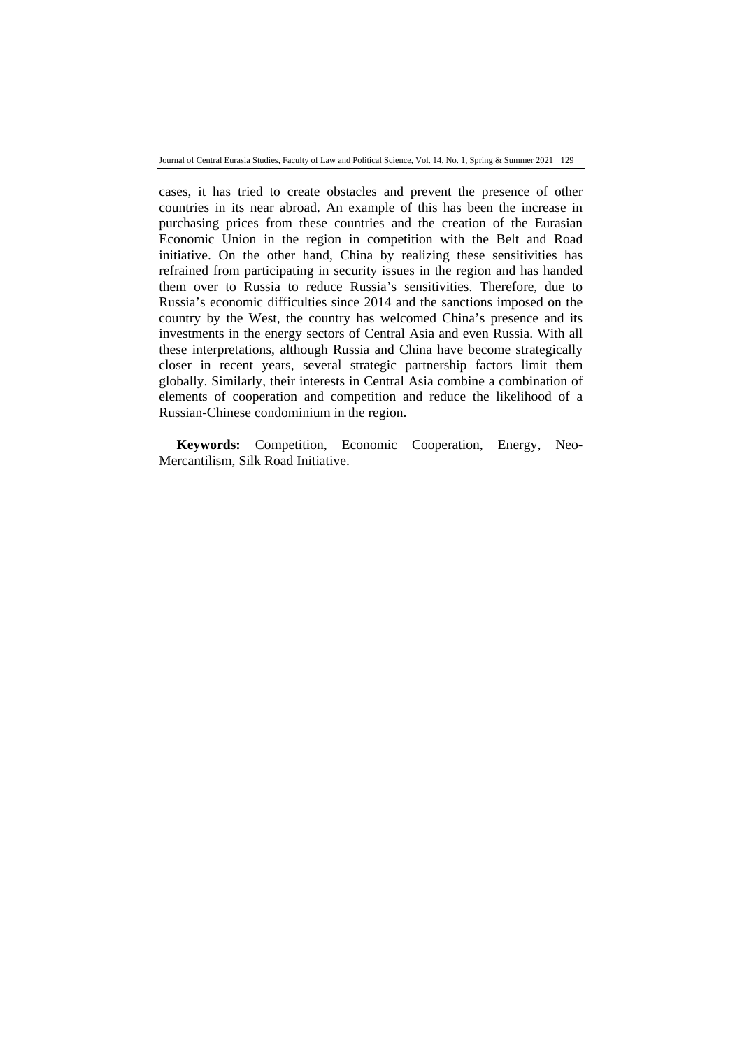cases, it has tried to create obstacles and prevent the presence of other countries in its near abroad. An example of this has been the increase in purchasing prices from these countries and the creation of the Eurasian Economic Union in the region in competition with the Belt and Road initiative. On the other hand, China by realizing these sensitivities has refrained from participating in security issues in the region and has handed them over to Russia to reduce Russia's sensitivities. Therefore, due to Russia's economic difficulties since 2014 and the sanctions imposed on the country by the West, the country has welcomed China's presence and its investments in the energy sectors of Central Asia and even Russia. With all these interpretations, although Russia and China have become strategically closer in recent years, several strategic partnership factors limit them globally. Similarly, their interests in Central Asia combine a combination of elements of cooperation and competition and reduce the likelihood of a Russian-Chinese condominium in the region.

**Keywords:** Competition, Economic Cooperation, Energy, Neo-Mercantilism, Silk Road Initiative.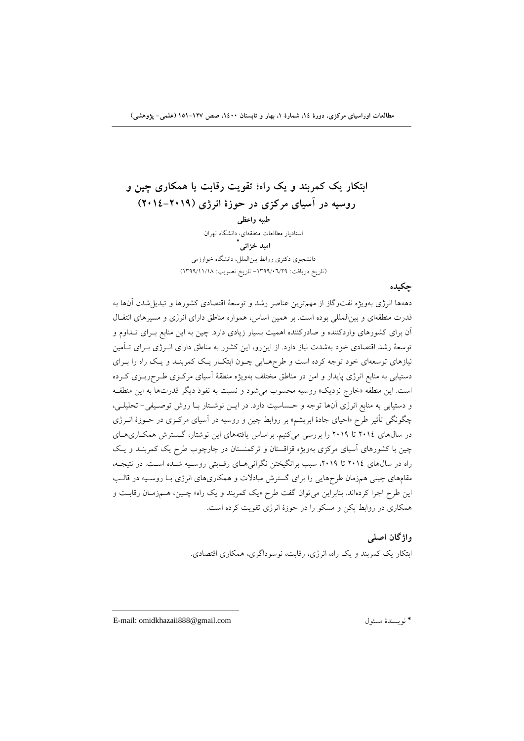# ابتکار یک کمربند و یک راه؛ تقویت رقابت یا همکاری چین و روسیه در آسیای مرکزی در حوزهٔ انرژی (۲۰۱۹-۲۰۱۴)

**طیبه واعظی**

استادیار مطالعات منطقه‌ای، دانشگاه تهران

**امید خزائی***

دانشجوی دکتری روابط بین‌الملل، دانشگاه خوارزمی

(تاریخ دریافت: ۱۳۹۹/۰۶/۲۹- تاریخ تصویب: ۱۳۹۹/۱۱/۱۸)

## چکیده

دهه‌ها انرژی به‌ویژه نفت‌وگاز از مهم‌ترین عناصر رشد و توسعهٔ اقتصادی کشورها و تبدیل‌شدن آن‌ها به قدرت منطقه‌ای و بین‌المللی بوده است. بر همین اساس، همواره مناطق دارای انرژی و مسیرهای انتقال آن برای کشورهای واردکننده و صادرکننده اهمیت بسیار زیادی دارد. چین به این منابع برای تداوم و توسعهٔ رشد اقتصادی خود به‌شدت نیاز دارد. از این‌رو، این کشور به مناطق دارای انرژی برای تأمین نیازهای توسعه‌ای خود توجه کرده است و طرح‌هایی چون ابتکار یک کمربند و یک راه را برای دستیابی به منابع انرژی پایدار و امن در مناطق مختلف به‌ویژه منطقهٔ آسیای مرکزی طرح‌ریزی کرده است. این منطقه «خارج نزدیک» روسیه محسوب می‌شود و نسبت به نفوذ دیگر قدرت‌ها به این منطقه و دستیابی به منابع انرژی آن‌ها توجه و حساسیت دارد. در این نوشتار با روش توصیفی- تحلیلی، چگونگی تأثیر طرح «احیای جادهٔ ابریشم» بر روابط چین و روسیه در آسیای مرکزی در حوزهٔ انرژی در سال‌های ۲۰۱۴ تا ۲۰۱۹ را بررسی می‌کنیم. براساس یافته‌های این نوشتار، گسترش همکاری‌های چین با کشورهای آسیای مرکزی به‌ویژه قزاقستان و ترکمنستان در چارچوب طرح یک کمربند و یک راه در سال‌های ۲۰۱۴ تا ۲۰۱۹، سبب برانگیختن نگرانی‌های رقابتی روسیه شده است. در نتیجه، مقام‌های چینی هم‌زمان طرح‌هایی را برای گسترش مبادلات و همکاری‌های انرژی با روسیه در قالب این طرح اجرا کرده‌اند. بنابراین می‌توان گفت طرح «یک کمربند و یک راه» چین، هم‌زمان رقابت و همکاری در روابط پکن و مسکو را در حوزهٔ انرژی تقویت کرده است.

## واژگان اصلی

ابتکار یک کمربند و یک راه، انرژی، رقابت، نوسوداگری، همکاری اقتصادی.

---

* نویسندهٔ مسئول

E-mail: omidkhazaii888@gmail.com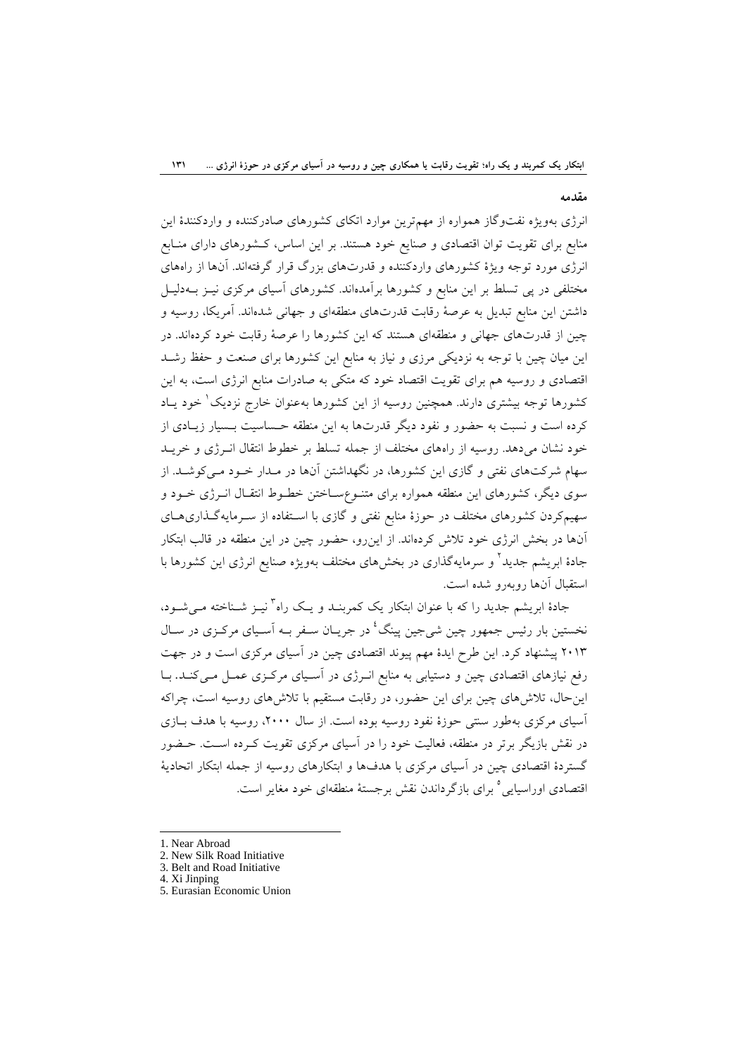## مقدمه

انرژی به‌ویژه نفت‌وگاز همواره از مهم‌ترین موارد اتکای کشورهای صادرکننده و واردکنندهٔ این منابع برای تقویت توان اقتصادی و صنایع خود هستند. بر این اساس، کشورهای دارای منابع انرژی مورد توجه ویژهٔ کشورهای واردکننده و قدرت‌های بزرگ قرار گرفته‌اند. آن‌ها از راه‌های مختلفی در پی تسلط بر این منابع و کشورها برآمده‌اند. کشورهای آسیای مرکزی نیز به‌دلیل داشتن این منابع تبدیل به عرصهٔ رقابت قدرت‌های منطقه‌ای و جهانی شده‌اند. آمریکا، روسیه و چین از قدرت‌های جهانی و منطقه‌ای هستند که این کشورها را عرصهٔ رقابت خود کرده‌اند. در این میان چین با توجه به نزدیکی مرزی و نیاز به منابع این کشورها برای صنعت و حفظ رشد اقتصادی و روسیه هم برای تقویت اقتصاد خود که متکی به صادرات منابع انرژی است، به این کشورها توجه بیشتری دارند. همچنین روسیه از این کشورها به‌عنوان خارج نزدیک[1] خود یاد کرده است و نسبت به حضور و نفوذ دیگر قدرت‌ها به این منطقه حساسیت بسیار زیادی از خود نشان می‌دهد. روسیه از راه‌های مختلف از جمله تسلط بر خطوط انتقال انرژی و خرید سهام شرکت‌های نفتی و گازی این کشورها، در نگهداشتن آن‌ها در مدار خود می‌کوشد. از سوی دیگر، کشورهای این منطقه همواره برای متنوع‌ساختن خطوط انتقال انرژی خود و سهیم‌کردن کشورهای مختلف در حوزهٔ منابع نفتی و گازی با استفاده از سرمایه‌گذاری‌های آن‌ها در بخش انرژی خود تلاش کرده‌اند. از این‌رو، حضور چین در این منطقه در قالب ابتکار جادهٔ ابریشم جدید[2] و سرمایه‌گذاری در بخش‌های مختلف به‌ویژه صنایع انرژی این کشورها با استقبال آن‌ها روبه‌رو شده است.

جادهٔ ابریشم جدید را که با عنوان ابتکار یک کمربند و یک راه[3] نیز شناخته می‌شود، نخستین بار رئیس جمهور چین شی‌جین پینگ[4] در جریان سفر به آسیای مرکزی در سال ۲۰۱۳ پیشنهاد کرد. این طرح ایدهٔ مهم پیوند اقتصادی چین در آسیای مرکزی است و در جهت رفع نیازهای اقتصادی چین و دستیابی به منابع انرژی در آسیای مرکزی عمل می‌کند. با این‌حال، تلاش‌های چین برای این حضور، در رقابت مستقیم با تلاش‌های روسیه است، چراکه آسیای مرکزی به‌طور سنتی حوزهٔ نفوذ روسیه بوده است. از سال ۲۰۰۰، روسیه با هدف بازی در نقش بازیگر برتر در منطقه، فعالیت خود را در آسیای مرکزی تقویت کرده است. حضور گستردهٔ اقتصادی چین در آسیای مرکزی با هدف‌ها و ابتکارهای روسیه از جمله ابتکار اتحادیهٔ اقتصادی اوراسیایی[5] برای بازگرداندن نقش برجستهٔ منطقه‌ای خود مغایر است.

---

1. Near Abroad
2. New Silk Road Initiative
3. Belt and Road Initiative
4. Xi Jinping
5. Eurasian Economic Union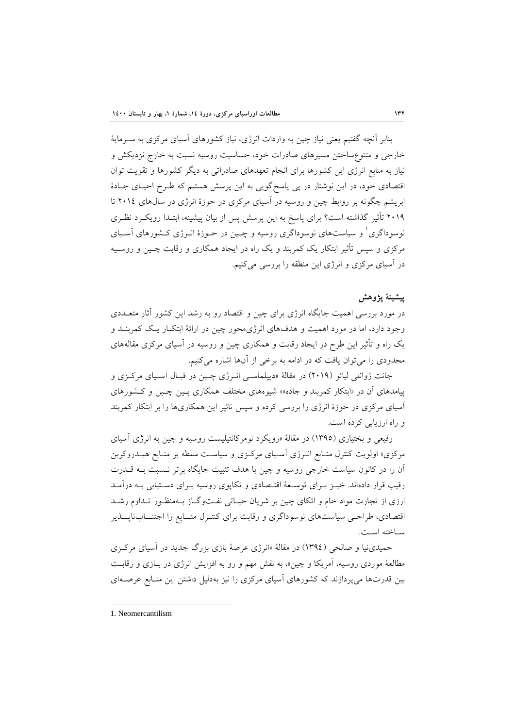بنابر آنچه گفتیم یعنی نیاز چین به واردات انرژی، نیاز کشورهای آسیای مرکزی به سرمایهٔ خارجی و متنوع‌ساختن مسیرهای صادرات خود، حساسیت روسیه نسبت به خارج نزدیکش و نیاز به منابع انرژی این کشورها برای انجام تعهدهای صادراتی به دیگر کشورها و تقویت توان اقتصادی خود، در این نوشتار در پی پاسخ‌گویی به این پرسش هستیم که طرح احیای جادهٔ ابریشم چگونه بر روابط چین و روسیه در آسیای مرکزی در حوزهٔ انرژی در سال‌های ۲۰۱۴ تا ۲۰۱۹ تأثیر گذاشته است؟ برای پاسخ به این پرسش پس از بیان پیشینه، ابتدا رویکرد نظری نوسوداگری[1] و سیاست‌های نوسوداگری روسیه و چین در حوزهٔ انرژی کشورهای آسیای مرکزی و سپس تأثیر ابتکار یک کمربند و یک راه در ایجاد همکاری و رقابت چین و روسیه در آسیای مرکزی و انرژی این منطقه را بررسی می‌کنیم.

## پیشینهٔ پژوهش

در مورد بررسی اهمیت جایگاه انرژی برای چین و اقتصاد رو به رشد این کشور آثار متعددی وجود دارد، اما در مورد اهمیت و هدف‌های انرژی‌محور چین در ارائهٔ ابتکار یک کمربند و یک راه و تأثیر این طرح در ایجاد رقابت و همکاری چین و روسیه در آسیای مرکزی مقاله‌های محدودی را می‌توان یافت که در ادامه به برخی از آن‌ها اشاره می‌کنیم.

جانت ژوانلی لیائو (۲۰۱۹) در مقالهٔ «دیپلماسی انرژی چین در قبال آسیای مرکزی و پیامدهای آن در «ابتکار کمربند و جاده»» شیوه‌های مختلف همکاری بین چین و کشورهای آسیای مرکزی در حوزهٔ انرژی را بررسی کرده و سپس تاثیر این همکاری‌ها را بر ابتکار کمربند و راه ارزیابی کرده است.

رفیعی و بختیاری (۱۳۹۵) در مقالهٔ «رویکرد نومرکانتیلیست روسیه و چین به انرژی آسیای مرکزی» اولویت کنترل منابع انرژی آسیای مرکزی و سیاست سلطه بر منابع هیدروکربن آن را در کانون سیاست خارجی روسیه و چین با هدف تثبیت جایگاه برتر نسبت به قدرت رقیب قرار داده‌اند. خیز برای توسعهٔ اقتصادی و تکاپوی روسیه برای دستیابی به درآمد ارزی از تجارت مواد خام و اتکای چین بر شریان حیاتی نفت‌وگاز به‌منظور تداوم رشد اقتصادی، طراحی سیاست‌های نوسوداگری و رقابت برای کنترل منابع را اجتناب‌ناپذیر ساخته است.

حمیدی‌نیا و صالحی (۱۳۹۴) در مقالهٔ «انرژی عرصهٔ بازی بزرگ جدید در آسیای مرکزی مطالعهٔ موردی روسیه، آمریکا و چین»، به نقش مهم و رو به افزایش انرژی در بازی و رقابت بین قدرت‌ها می‌پردازند که کشورهای آسیای مرکزی را نیز به‌دلیل داشتن این منابع عرصه‌ای

---

1. Neomercantilism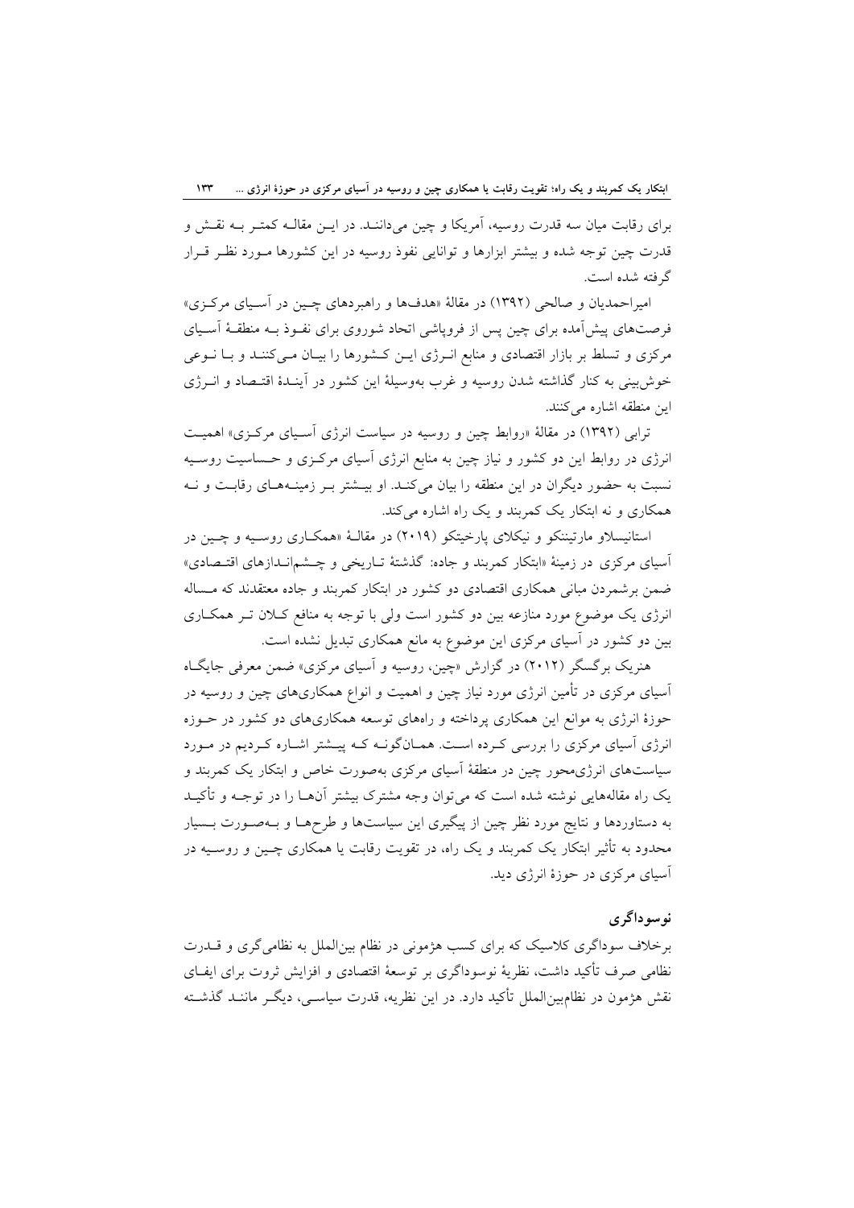برای رقابت میان سه قدرت روسیه، آمریکا و چین می‌دانند. در این مقاله کمتر به نقش و قدرت چین توجه شده و بیشتر ابزارها و توانایی نفوذ روسیه در این کشورها مورد نظر قرار گرفته شده است.

امیراحمدیان و صالحی (۱۳۹۲) در مقالهٔ «هدف‌ها و راهبردهای چین در آسیای مرکزی» فرصت‌های پیش‌آمده برای چین پس از فروپاشی اتحاد شوروی برای نفوذ به منطقهٔ آسیای مرکزی و تسلط بر بازار اقتصادی و منابع انرژی این کشورها را بیان می‌کنند و با نوعی خوش‌بینی به کنار گذاشته شدن روسیه و غرب به‌وسیلهٔ این کشور در آیندهٔ اقتصاد و انرژی این منطقه اشاره می‌کنند.

ترابی (۱۳۹۲) در مقالهٔ «روابط چین و روسیه در سیاست انرژی آسیای مرکزی» اهمیت انرژی در روابط این دو کشور و نیاز چین به منابع انرژی آسیای مرکزی و حساسیت روسیه نسبت به حضور دیگران در این منطقه را بیان می‌کند. او بیشتر بر زمینه‌های رقابت و نه همکاری و نه ابتکار یک کمربند و یک راه اشاره می‌کند.

استانیسلاو مارتیننکو و نیکلای پارخیتکو (۲۰۱۹) در مقالهٔ «همکاری روسیه و چین در آسیای مرکزی در زمینهٔ «ابتکار کمربند و جاده: گذشتهٔ تاریخی و چشم‌اندازهای اقتصادی» ضمن برشمردن مبانی همکاری اقتصادی دو کشور در ابتکار کمربند و جاده معتقدند که مساله انرژی یک موضوع مورد منازعه بین دو کشور است ولی با توجه به منافع کلان تر همکاری بین دو کشور در آسیای مرکزی این موضوع به مانع همکاری تبدیل نشده است.

هنریک برگسگر (۲۰۱۲) در گزارش «چین، روسیه و آسیای مرکزی» ضمن معرفی جایگاه آسیای مرکزی در تأمین انرژی مورد نیاز چین و اهمیت و انواع همکاری‌های چین و روسیه در حوزهٔ انرژی به موانع این همکاری پرداخته و راه‌های توسعه همکاری‌های دو کشور در حوزه انرژی آسیای مرکزی را بررسی کرده است. همان‌گونه که پیشتر اشاره کردیم در مورد سیاست‌های انرژی‌محور چین در منطقهٔ آسیای مرکزی به‌صورت خاص و ابتکار یک کمربند و یک راه مقاله‌هایی نوشته شده است که می‌توان وجه مشترک بیشتر آن‌ها را در توجه و تأکید به دستاوردها و نتایج مورد نظر چین از پیگیری این سیاست‌ها و طرح‌ها و به‌صورت بسیار محدود به تأثیر ابتکار یک کمربند و یک راه، در تقویت رقابت یا همکاری چین و روسیه در آسیای مرکزی در حوزهٔ انرژی دید.

## نوسوداگری

برخلاف سوداگری کلاسیک که برای کسب هژمونی در نظام بین‌الملل به نظامی‌گری و قدرت نظامی صرف تأکید داشت، نظریهٔ نوسوداگری بر توسعهٔ اقتصادی و افزایش ثروت برای ایفای نقش هژمون در نظام‌بین‌الملل تأکید دارد. در این نظریه، قدرت سیاسی، دیگر مانند گذشته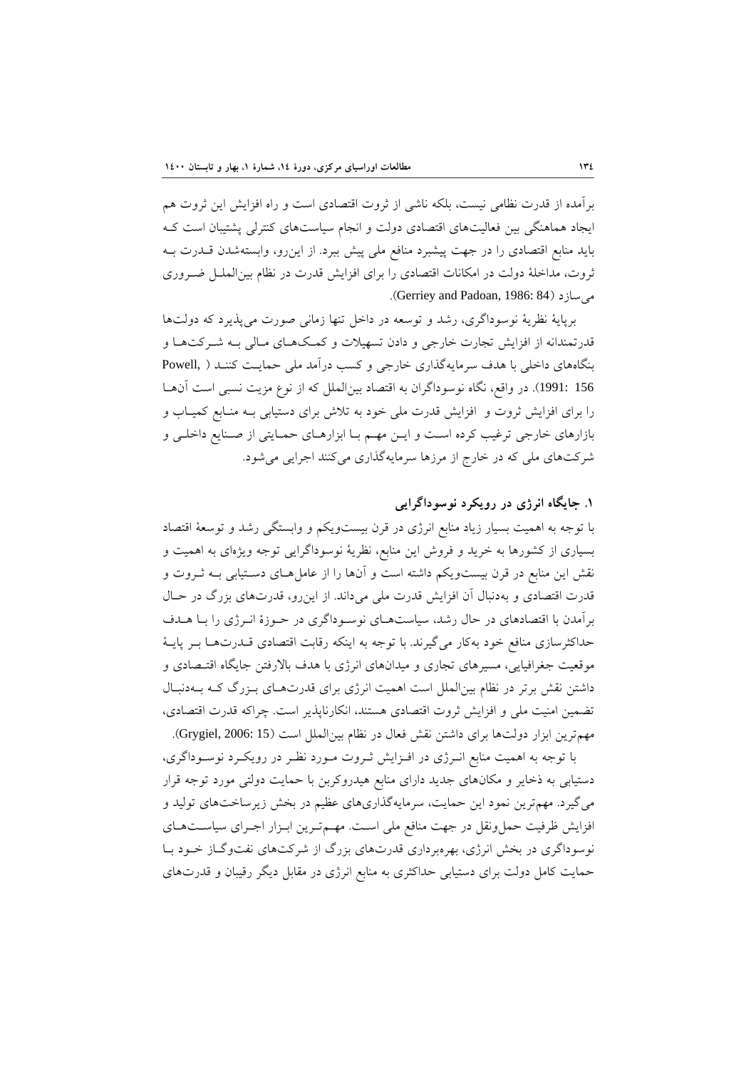برآمده از قدرت نظامی نیست، بلکه ناشی از ثروت اقتصادی است و راه افزایش این ثروت هم ایجاد هماهنگی بین فعالیت‌های اقتصادی دولت و انجام سیاست‌های کنترلی پشتیبان است که باید منابع اقتصادی را در جهت پیشبرد منافع ملی پیش ببرد. از این‌رو، وابسته‌شدن قدرت به ثروت، مداخلهٔ دولت در امکانات اقتصادی را برای افزایش قدرت در نظام بین‌الملل ضروری می‌سازد (Gerriey and Padoan, 1986: 84).

برپایهٔ نظریهٔ نوسوداگری، رشد و توسعه در داخل تنها زمانی صورت می‌پذیرد که دولت‌ها قدرتمندانه از افزایش تجارت خارجی و دادن تسهیلات و کمک‌های مالی به شرکت‌ها و بنگاه‌های داخلی با هدف سرمایه‌گذاری خارجی و کسب درآمد ملی حمایت کنند (Powell, 1991: 156). در واقع، نگاه نوسوداگران به اقتصاد بین‌الملل که از نوع مزیت نسبی است آن‌ها را برای افزایش ثروت و افزایش قدرت ملی خود به تلاش برای دستیابی به منابع کمیاب و بازارهای خارجی ترغیب کرده است و این مهم با ابزارهای حمایتی از صنایع داخلی و شرکت‌های ملی که در خارج از مرزها سرمایه‌گذاری می‌کنند اجرایی می‌شود.

## ۱. جایگاه انرژی در رویکرد نوسوداگرایی

با توجه به اهمیت بسیار زیاد منابع انرژی در قرن بیست‌ویکم و وابستگی رشد و توسعهٔ اقتصاد بسیاری از کشورها به خرید و فروش این منابع، نظریهٔ نوسوداگرایی توجه ویژه‌ای به اهمیت و نقش این منابع در قرن بیست‌ویکم داشته است و آن‌ها را از عامل‌های دستیابی به ثروت و قدرت اقتصادی و به‌دنبال آن افزایش قدرت ملی می‌داند. از این‌رو، قدرت‌های بزرگ در حال برآمدن با اقتصادهای در حال رشد، سیاست‌های نوسوداگری در حوزهٔ انرژی را با هدف حداکثرسازی منافع خود به‌کار می‌گیرند. با توجه به اینکه رقابت اقتصادی قدرت‌ها بر پایهٔ موقعیت جغرافیایی، مسیرهای تجاری و میدان‌های انرژی با هدف بالارفتن جایگاه اقتصادی و داشتن نقش برتر در نظام بین‌الملل است اهمیت انرژی برای قدرت‌های بزرگ که به‌دنبال تضمین امنیت ملی و افزایش ثروت اقتصادی هستند، انکارناپذیر است. چراکه قدرت اقتصادی، مهم‌ترین ابزار دولت‌ها برای داشتن نقش فعال در نظام بین‌الملل است (Grygiel, 2006: 15).

با توجه به اهمیت منابع انرژی در افزایش ثروت مورد نظر در رویکرد نوسوداگری، دستیابی به ذخایر و مکان‌های جدید دارای منابع هیدروکربن با حمایت دولتی مورد توجه قرار می‌گیرد. مهم‌ترین نمود این حمایت، سرمایه‌گذاری‌های عظیم در بخش زیرساخت‌های تولید و افزایش ظرفیت حمل‌ونقل در جهت منافع ملی است. مهم‌ترین ابزار اجرای سیاست‌های نوسوداگری در بخش انرژی، بهره‌برداری قدرت‌های بزرگ از شرکت‌های نفت‌وگاز خود با حمایت کامل دولت برای دستیابی حداکثری به منابع انرژی در مقابل دیگر رقیبان و قدرت‌های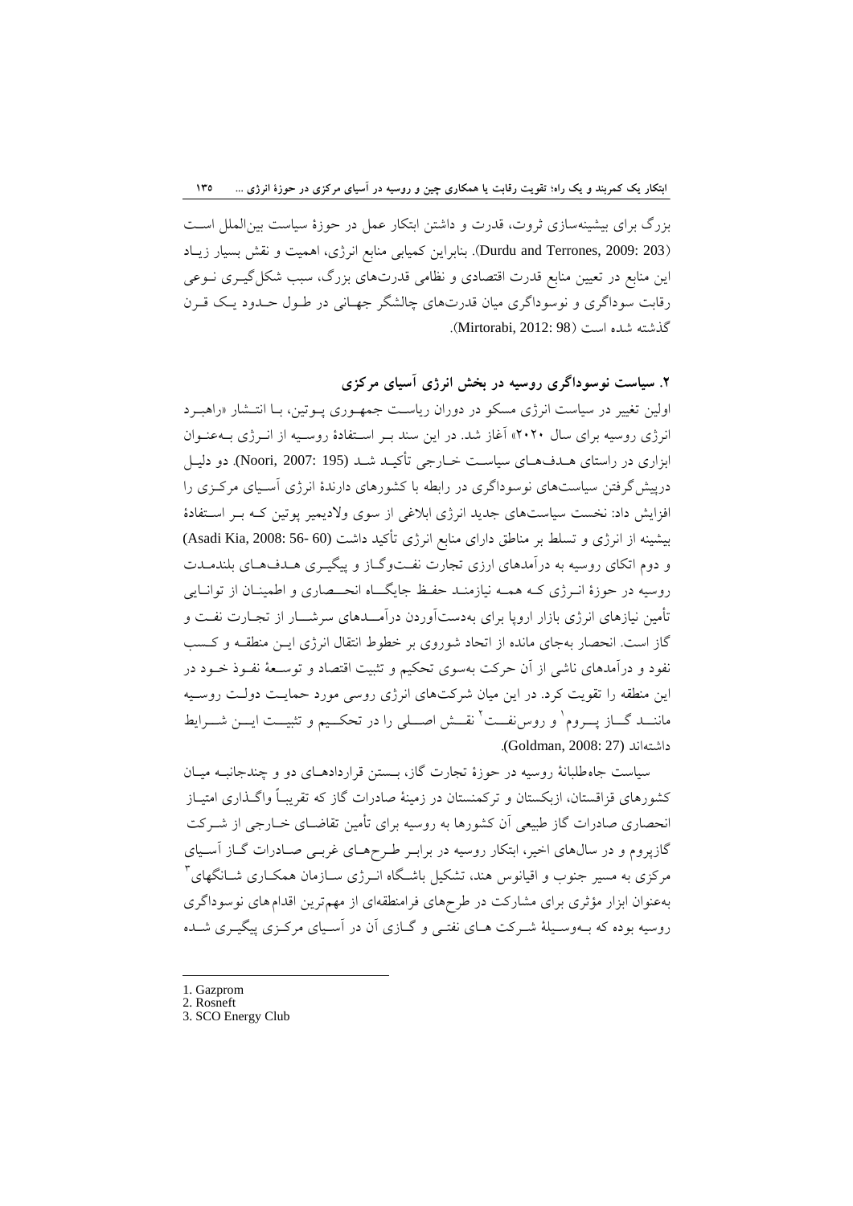بزرگ برای بیشینه‌سازی ثروت، قدرت و داشتن ابتکار عمل در حوزهٔ سیاست بین‌الملل است (Durdu and Terrones, 2009: 203). بنابراین کمیابی منابع انرژی، اهمیت و نقش بسیار زیاد این منابع در تعیین منابع قدرت اقتصادی و نظامی قدرت‌های بزرگ، سبب شکل‌گیری نوعی رقابت سوداگری و نوسوداگری میان قدرت‌های چالشگر جهانی در طول حدود یک قرن گذشته شده است (Mirtorabi, 2012: 98).

## ۲. سیاست نوسوداگری روسیه در بخش انرژی آسیای مرکزی

اولین تغییر در سیاست انرژی مسکو در دوران ریاست جمهوری پوتین، با انتشار «راهبرد انرژی روسیه برای سال ۲۰۲۰» آغاز شد. در این سند بر استفادهٔ روسیه از انرژی به‌عنوان ابزاری در راستای هدف‌های سیاست خارجی تأکید شد (Noori, 2007: 195). دو دلیل درپیش‌گرفتن سیاست‌های نوسوداگری در رابطه با کشورهای دارندهٔ انرژی آسیای مرکزی را افزایش داد: نخست سیاست‌های جدید انرژی ابلاغی از سوی ولادیمیر پوتین که بر استفادهٔ بیشینه از انرژی و تسلط بر مناطق دارای منابع انرژی تأکید داشت (Asadi Kia, 2008: 56- 60) و دوم اتکای روسیه به درآمدهای ارزی تجارت نفت‌وگاز و پیگیری هدف‌های بلندمدت روسیه در حوزهٔ انرژی که همه نیازمند حفظ جایگاه انحصاری و اطمینان از توانایی تأمین نیازهای انرژی بازار اروپا برای به‌دست‌آوردن درآمدهای سرشار از تجارت نفت و گاز است. انحصار به‌جای مانده از اتحاد شوروی بر خطوط انتقال انرژی این منطقه و کسب نفوذ و درآمدهای ناشی از آن حرکت به‌سوی تحکیم و تثبیت اقتصاد و توسعهٔ نفوذ خود در این منطقه را تقویت کرد. در این میان شرکت‌های انرژی روسی مورد حمایت دولت روسیه مانند گازپروم[1] و روس‌نفت[2] نقش اصلی را در تحکیم و تثبیت این شرایط داشته‌اند (Goldman, 2008: 27).

سیاست جاه‌طلبانهٔ روسیه در حوزهٔ تجارت گاز، بستن قراردادهای دو و چندجانبه میان کشورهای قزاقستان، ازبکستان و ترکمنستان در زمینهٔ صادرات گاز که تقریباً واگذاری امتیاز انحصاری صادرات گاز طبیعی آن کشورها به روسیه برای تأمین تقاضای خارجی از شرکت گازپروم و در سال‌های اخیر، ابتکار روسیه در برابر طرح‌های غربی صادرات گاز آسیای مرکزی به مسیر جنوب و اقیانوس هند، تشکیل باشگاه انرژی سازمان همکاری شانگهای[3] به‌عنوان ابزار مؤثری برای مشارکت در طرح‌های فرامنطقه‌ای از مهم‌ترین اقدام‌های نوسوداگری روسیه بوده که به‌وسیلهٔ شرکت‌های نفتی و گازی آن در آسیای مرکزی پیگیری شده

---

1. Gazprom
2. Rosneft
3. SCO Energy Club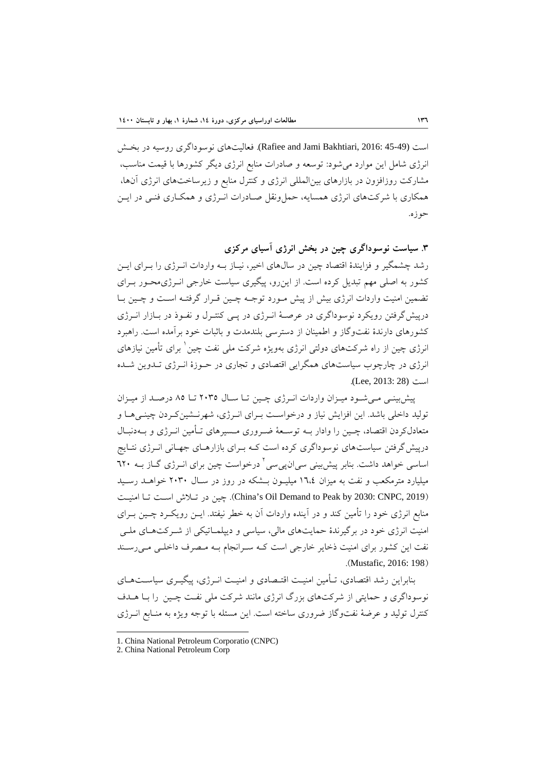است (Rafiee and Jami Bakhtiari, 2016: 45-49). فعالیت‌های نوسوداگری روسیه در بخش انرژی شامل این موارد می‌شود: توسعه و صادرات منابع انرژی دیگر کشورها با قیمت مناسب، مشارکت روزافزون در بازارهای بین‌المللی انرژی و کنترل منابع و زیرساخت‌های انرژی آن‌ها، همکاری با شرکت‌های انرژی همسایه، حمل‌ونقل صادرات انرژی و همکاری فنی در این حوزه.

### ۳. سیاست نوسوداگری چین در بخش انرژی آسیای مرکزی

رشد چشمگیر و فزایندهٔ اقتصاد چین در سال‌های اخیر، نیاز به واردات انرژی را برای این کشور به اصلی مهم تبدیل کرده است. از این‌رو، پیگیری سیاست خارجی انرژی‌محور برای تضمین امنیت واردات انرژی بیش از پیش مورد توجه چین قرار گرفته است و چین با درپیش‌گرفتن رویکرد نوسوداگری در عرصهٔ انرژی در پی کنترل و نفوذ در بازار انرژی کشورهای دارندهٔ نفت‌وگاز و اطمینان از دسترسی بلندمدت و باثبات خود برآمده است. راهبرد انرژی چین از راه شرکت‌های دولتی انرژی به‌ویژه شرکت ملی نفت چین[1] برای تأمین نیازهای انرژی در چارچوب سیاست‌های همگرایی اقتصادی و تجاری در حوزهٔ انرژی تدوین شده است (Lee, 2013: 28).

پیش‌بینی می‌شود میزان واردات انرژی چین تا سال ۲۰۳۵ تا ۸۵ درصد از میزان تولید داخلی باشد. این افزایش نیاز و درخواست برای انرژی، شهرنشین‌کردن چینی‌ها و متعادل‌کردن اقتصاد، چین را وادار به توسعهٔ ضروری مسیرهای تأمین انرژی و به‌دنبال درپیش‌گرفتن سیاست‌های نوسوداگری کرده است که برای بازارهای جهانی انرژی نتایج اساسی خواهد داشت. بنابر پیش‌بینی سی‌ان‌پی‌سی[2] درخواست چین برای انرژی گاز به ٦٢٠ میلیارد مترمکعب و نفت به میزان ١٦،٤ میلیون بشکه در روز در سال ۲۰۳۰ خواهد رسید (China's Oil Demand to Peak by 2030: CNPC, 2019). چین در تلاش است تا امنیت منابع انرژی خود را تأمین کند و در آینده واردات آن به خطر نیفتد. این رویکرد چین برای امنیت انرژی خود در برگیرندهٔ حمایت‌های مالی، سیاسی و دیپلماتیکی از شرکت‌های ملی نفت این کشور برای امنیت ذخایر خارجی است که سرانجام به مصرف داخلی می‌رسند (Mustafic, 2016: 198).

بنابراین رشد اقتصادی، تأمین امنیت اقتصادی و امنیت انرژی، پیگیری سیاست‌های نوسوداگری و حمایتی از شرکت‌های بزرگ انرژی مانند شرکت ملی نفت چین را با هدف کنترل تولید و عرضهٔ نفت‌وگاز ضروری ساخته است. این مسئله با توجه ویژه به منابع انرژی

---

1. China National Petroleum Corporatio (CNPC)
2. China National Petroleum Corp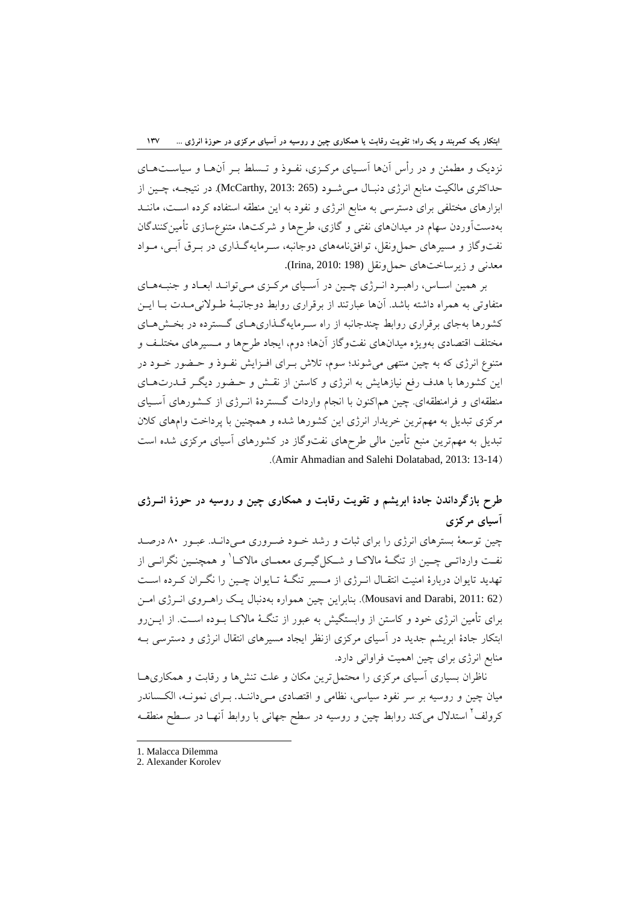نزدیک و مطمئن و در رأس آن‌ها آسیای مرکزی، نفوذ و تسلط بر آن‌ها و سیاست‌های حداکثری مالکیت منابع انرژی دنبال می‌شود (McCarthy, 2013: 265). در نتیجه، چین از ابزارهای مختلفی برای دسترسی به منابع انرژی و نفود به این منطقه استفاده کرده است، مانند به‌دست‌آوردن سهام در میدان‌های نفتی و گازی، طرح‌ها و شرکت‌ها، متنوع‌سازی تأمین‌کنندگان نفت‌وگاز و مسیرهای حمل‌ونقل، توافق‌نامه‌های دوجانبه، سرمایه‌گذاری در برق آبی، مواد معدنی و زیرساخت‌های حمل‌ونقل (Irina, 2010: 198).

بر همین اساس، راهبرد انرژی چین در آسیای مرکزی می‌تواند ابعاد و جنبه‌های متفاوتی به همراه داشته باشد. آن‌ها عبارتند از برقراری روابط دوجانبهٔ طولانی‌مدت با این کشورها به‌جای برقراری روابط چندجانبه از راه سرمایه‌گذاری‌های گسترده در بخش‌های مختلف اقتصادی به‌ویژه میدان‌های نفت‌وگاز آن‌ها؛ دوم، ایجاد طرح‌ها و مسیرهای مختلف و متنوع انرژی که به چین منتهی می‌شوند؛ سوم، تلاش برای افزایش نفوذ و حضور خود در این کشورها با هدف رفع نیازهایش به انرژی و کاستن از نقش و حضور دیگر قدرت‌های منطقه‌ای و فرامنطقه‌ای. چین هم‌اکنون با انجام واردات گستردهٔ انرژی از کشورهای آسیای مرکزی تبدیل به مهم‌ترین خریدار انرژی این کشورها شده و همچنین با پرداخت وام‌های کلان تبدیل به مهم‌ترین منبع تأمین مالی طرح‌های نفت‌وگاز در کشورهای آسیای مرکزی شده است (Amir Ahmadian and Salehi Dolatabad, 2013: 13-14).

## طرح بازگرداندن جادهٔ ابریشم و تقویت رقابت و همکاری چین و روسیه در حوزهٔ انرژی آسیای مرکزی

چین توسعهٔ بسترهای انرژی را برای ثبات و رشد خود ضروری می‌داند. عبور ۸۰ درصد نفت وارداتی چین از تنگهٔ مالاکا و شکل‌گیری معمای مالاکا[1] و همچنین نگرانی از تهدید تایوان دربارهٔ امنیت انتقال انرژی از مسیر تنگهٔ تایوان چین را نگران کرده است (Mousavi and Darabi, 2011: 62). بنابراین چین همواره به‌دنبال یک راهروی انرژی امن برای تأمین انرژی خود و کاستن از وابستگیش به عبور از تنگهٔ مالاکا بوده است. از این‌رو ابتکار جادهٔ ابریشم جدید در آسیای مرکزی ازنظر ایجاد مسیرهای انتقال انرژی و دسترسی به منابع انرژی برای چین اهمیت فراوانی دارد.

ناظران بسیاری آسیای مرکزی را محتمل‌ترین مکان و علت تنش‌ها و رقابت و همکاری‌ها میان چین و روسیه بر سر نفود سیاسی، نظامی و اقتصادی می‌دانند. برای نمونه، الکساندر کرولف[2] استدلال می‌کند روابط چین و روسیه در سطح جهانی با روابط آن‌ها در سطح منطقه

---

1. Malacca Dilemma
2. Alexander Korolev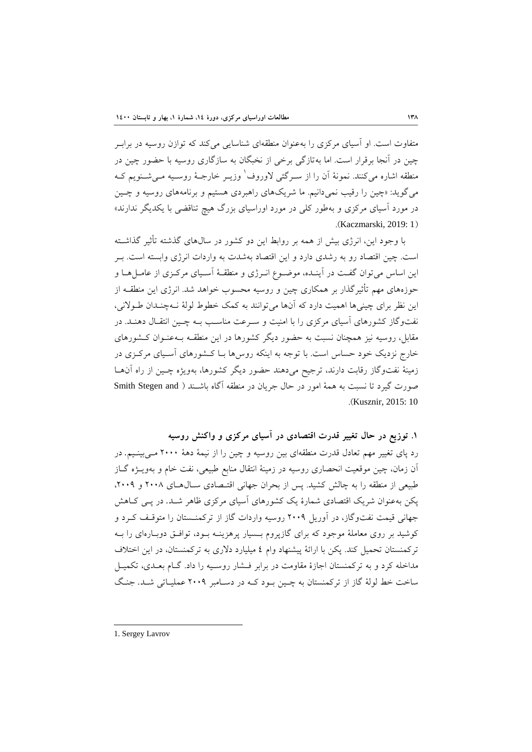متفاوت است. او آسیای مرکزی را به‌عنوان منطقه‌ای شناسایی می‌کند که توازن روسیه در برابر چین در آنجا برقرار است. اما به‌تازگی برخی از نخبگان به سازگاری روسیه با حضور چین در منطقه اشاره می‌کنند. نمونهٔ آن را از سرگئی لاوروف[1] وزیر خارجهٔ روسیه می‌شنویم که می‌گوید: «چین را رقیب نمی‌دانیم. ما شریک‌های راهبردی هستیم و برنامه‌های روسیه و چین در مورد آسیای مرکزی و به‌طور کلی در مورد اوراسیای بزرگ هیچ تناقضی با یکدیگر ندارند» (Kaczmarski, 2019: 1).

با وجود این، انرژی بیش از همه بر روابط این دو کشور در سال‌های گذشته تأثیر گذاشته است. چین اقتصاد رو به رشدی دارد و این اقتصاد به‌شدت به واردات انرژی وابسته است. بر این اساس می‌توان گفت در آینده، موضوع انرژی و منطقهٔ آسیای مرکزی از عامل‌ها و حوزه‌های مهم تأثیرگذار بر همکاری چین و روسیه محسوب خواهد شد. انرژی این منطقه از این نظر برای چینی‌ها اهمیت دارد که آنها می‌توانند به کمک خطوط لولهٔ نه‌چندان طولانی، نفت‌وگاز کشورهای آسیای مرکزی را با امنیت و سرعت مناسب به چین انتقال دهند. در مقابل، روسیه نیز همچنان نسبت به حضور دیگر کشورها در این منطقه به‌عنوان کشورهای خارج نزدیک خود حساس است. با توجه به اینکه روس‌ها با کشورهای آسیای مرکزی در زمینهٔ نفت‌وگاز رقابت دارند، ترجیح می‌دهند حضور دیگر کشورها، به‌ویژه چین از راه آنها صورت گیرد تا نسبت به همهٔ امور در حال جریان در منطقه آگاه باشند (Smith Stegen and Kusznir, 2015: 10).

### ۱. توزیع در حال تغییر قدرت اقتصادی در آسیای مرکزی و واکنش روسیه

رد پای تغییر مهم تعادل قدرت منطقه‌ای بین روسیه و چین را از نیمهٔ دههٔ ۲۰۰۰ می‌بینیم. در آن زمان، چین موقعیت انحصاری روسیه در زمینهٔ انتقال منابع طبیعی، نفت خام و به‌ویژه گاز طبیعی از منطقه را به چالش کشید. پس از بحران جهانی اقتصادی سال‌های ۲۰۰۸ و ۲۰۰۹، پکن به‌عنوان شریک اقتصادی شمارهٔ یک کشورهای آسیای مرکزی ظاهر شد. در پی کاهش جهانی قیمت نفت‌وگاز، در آوریل ۲۰۰۹ روسیه واردات گاز از ترکمنستان را متوقف کرد و کوشید بر روی معاملهٔ موجود که برای گازپروم بسیار پرهزینه بود، توافق دوباره‌ای را به ترکمنستان تحمیل کند. پکن با ارائهٔ پیشنهاد وام ٤ میلیارد دلاری به ترکمنستان، در این اختلاف مداخله کرد و به ترکمنستان اجازهٔ مقاومت در برابر فشار روسیه را داد. گام بعدی، تکمیل ساخت خط لولهٔ گاز از ترکمنستان به چین بود که در دسامبر ۲۰۰۹ عملیاتی شد. جنگ

---

1. Sergey Lavrov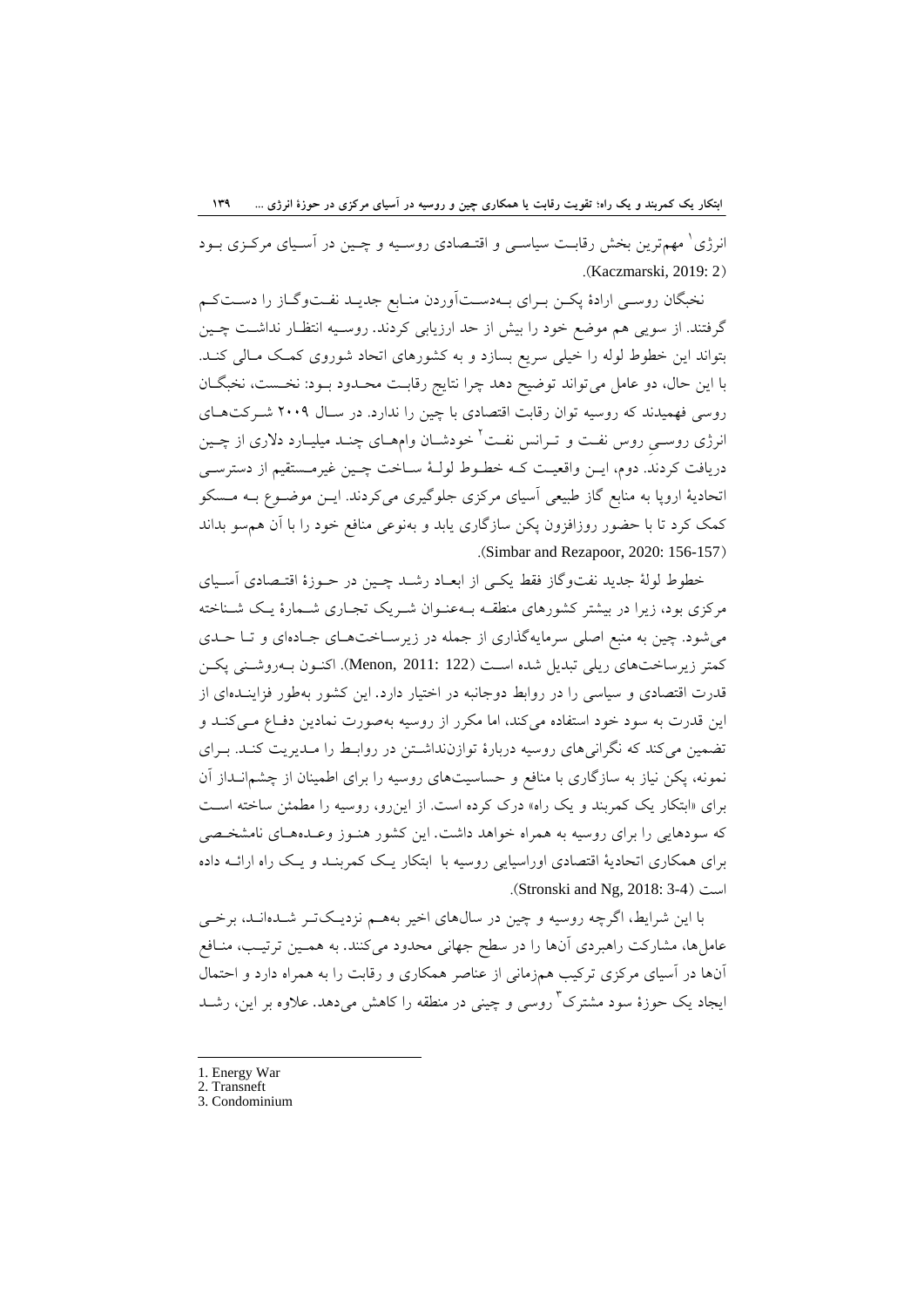انرژی[1] مهم‌ترین بخش رقابت سیاسی و اقتصادی روسیه و چین در آسیای مرکزی بود (Kaczmarski, 2019: 2).

نخبگان روسی ارادهٔ پکن برای به‌دست‌آوردن منابع جدید نفت‌وگاز را دست‌کم گرفتند. از سویی هم موضع خود را بیش از حد ارزیابی کردند. روسیه انتظار نداشت چین بتواند این خطوط لوله را خیلی سریع بسازد و به کشورهای اتحاد شوروی کمک مالی کند. با این حال، دو عامل می‌تواند توضیح دهد چرا نتایج رقابت محدود بود: نخست، نخبگان روسی فهمیدند که روسیه توان رقابت اقتصادی با چین را ندارد. در سال ۲۰۰۹ شرکت‌های انرژی روسیِ روس نفت و ترانس نفت[2] خودشان وام‌های چند میلیارد دلاری از چین دریافت کردند. دوم، این واقعیت که خطوط لولهٔ ساخت چین غیرمستقیم از دسترسی اتحادیهٔ اروپا به منابع گاز طبیعی آسیای مرکزی جلوگیری می‌کردند. این موضوع به مسکو کمک کرد تا با حضور روزافزون پکن سازگاری یابد و به‌نوعی منافع خود را با آن هم‌سو بداند (Simbar and Rezapoor, 2020: 156-157).

خطوط لولهٔ جدید نفت‌وگاز فقط یکی از ابعاد رشد چین در حوزهٔ اقتصادی آسیای مرکزی بود، زیرا در بیشتر کشورهای منطقه به‌عنوان شریک تجاری شمارهٔ یک شناخته می‌شود. چین به منبع اصلی سرمایه‌گذاری از جمله در زیرساخت‌های جاده‌ای و تا حدی کمتر زیرساخت‌های ریلی تبدیل شده است (Menon, 2011: 122). اکنون به‌روشنی پکن قدرت اقتصادی و سیاسی را در روابط دوجانبه در اختیار دارد. این کشور به‌طور فزاینده‌ای از این قدرت به سود خود استفاده می‌کند، اما مکرر از روسیه به‌صورت نمادین دفاع می‌کند و تضمین می‌کند که نگرانی‌های روسیه دربارهٔ توازن‌نداشتن در روابط را مدیریت کند. برای نمونه، پکن نیاز به سازگاری با منافع و حساسیت‌های روسیه را برای اطمینان از چشم‌انداز آن برای «ابتکار یک کمربند و یک راه» درک کرده است. از این‌رو، روسیه را مطمئن ساخته است که سودهایی را برای روسیه به همراه خواهد داشت. این کشور هنوز وعده‌های نامشخصی برای همکاری اتحادیهٔ اقتصادی اوراسیایی روسیه با ابتکار یک کمربند و یک راه ارائه داده است (Stronski and Ng, 2018: 3-4).

با این شرایط، اگرچه روسیه و چین در سال‌های اخیر به‌هم نزدیک‌تر شده‌اند، برخی عامل‌ها، مشارکت راهبردی آن‌ها را در سطح جهانی محدود می‌کنند. به همین ترتیب، منافع آن‌ها در آسیای مرکزی ترکیب هم‌زمانی از عناصر همکاری و رقابت را به همراه دارد و احتمال ایجاد یک حوزهٔ سود مشترک[3] روسی و چینی در منطقه را کاهش می‌دهد. علاوه بر این، رشد

---

1. Energy War
2. Transneft
3. Condominium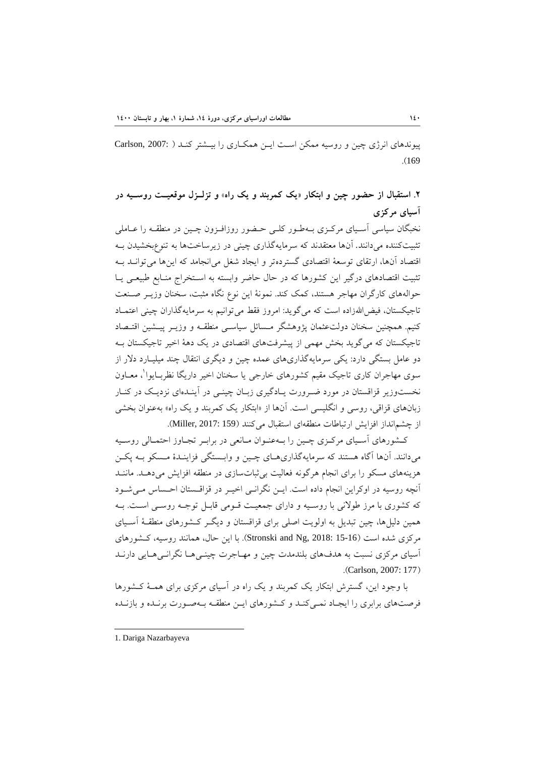پیوندهای انرژی چین و روسیه ممکن است این همکاری را بیشتر کند (Carlson, 2007: 169).

## ۲. استقبال از حضور چین و ابتکار «یک کمربند و یک راه» و تزلزل موقعیت روسیه در آسیای مرکزی

نخبگان سیاسی آسیای مرکزی به‌طور کلی حضور روزافزون چین در منطقه را عاملی تثبیت‌کننده می‌دانند. آن‌ها معتقدند که سرمایه‌گذاری چینی در زیرساخت‌ها به تنوع‌بخشیدن به اقتصاد آن‌ها، ارتقای توسعهٔ اقتصادی گسترده‌تر و ایجاد شغل می‌انجامد که این‌ها می‌توانند به تثبیت اقتصادهای درگیر این کشورها که در حال حاضر وابسته به استخراج منابع طبیعی یا حواله‌های کارگران مهاجر هستند، کمک کند. نمونهٔ این نوع نگاه مثبت، سخنان وزیر صنعت تاجیکستان، فیض‌الله‌زاده است که می‌گوید: امروز فقط می‌توانیم به سرمایه‌گذاران چینی اعتماد کنیم. همچنین سخنان دولت‌عثمان پژوهشگر مسائل سیاسی منطقه و وزیر پیشین اقتصاد تاجیکستان که می‌گوید بخش مهمی از پیشرفت‌های اقتصادی در یک دههٔ اخیر تاجیکستان به دو عامل بستگی دارد: یکی سرمایه‌گذاری‌های عمده چین و دیگری انتقال چند میلیارد دلار از سوی مهاجران کاری تاجیک مقیم کشورهای خارجی یا سخنان اخیر داریگا نظربایوا[1]، معاون نخست‌وزیر قزاقستان در مورد ضرورت یادگیری زبان چینی در آینده‌ای نزدیک در کنار زبان‌های قزاقی، روسی و انگلیسی است. آن‌ها از «ابتکار یک کمربند و یک راه» به‌عنوان بخشی از چشم‌انداز افزایش ارتباطات منطقه‌ای استقبال می‌کنند (Miller, 2017: 159).

کشورهای آسیای مرکزی چین را به‌عنوان مانعی در برابر تجاوز احتمالی روسیه می‌دانند. آن‌ها آگاه هستند که سرمایه‌گذاری‌های چین و وابستگی فزایندهٔ مسکو به پکن هزینه‌های مسکو را برای انجام هرگونه فعالیت بی‌ثبات‌سازی در منطقه افزایش می‌دهد. مانند آنچه روسیه در اوکراین انجام داده است. این نگرانی اخیر در قزاقستان احساس می‌شود که کشوری با مرز طولانی با روسیه و دارای جمعیت قومی قابل توجه روسی است. به همین دلیل‌ها، چین تبدیل به اولویت اصلی برای قزاقستان و دیگر کشورهای منطقهٔ آسیای مرکزی شده است (Stronski and Ng, 2018: 15-16). با این حال، همانند روسیه، کشورهای آسیای مرکزی نسبت به هدف‌های بلندمدت چین و مهاجرت چینی‌ها نگرانی‌هایی دارند (Carlson, 2007: 177).

با وجود این، گسترش ابتکار یک کمربند و یک راه در آسیای مرکزی برای همهٔ کشورها فرصت‌های برابری را ایجاد نمی‌کند و کشورهای این منطقه به‌صورت برنده و بازنده

---

1. Dariga Nazarbayeva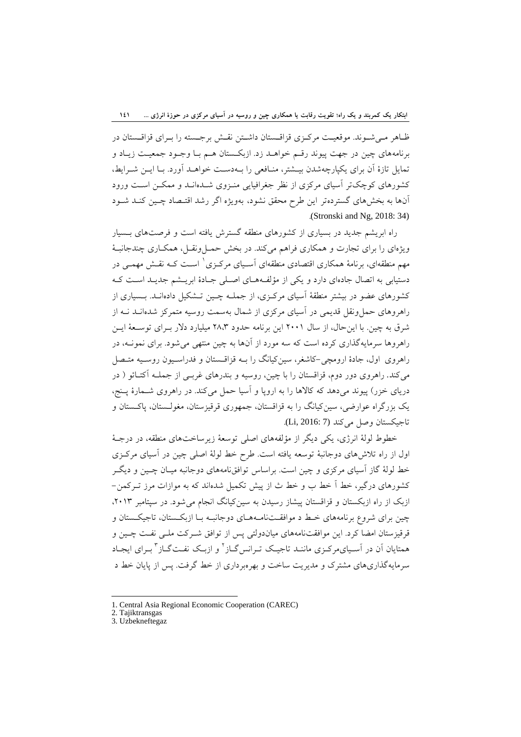ظاهر می‌شوند. موقعیت مرکزی قزاقستان داشتن نقش برجسته را برای قزاقستان در برنامه‌های چین در جهت پیوند رقم خواهد زد. ازبکستان هم با وجود جمعیت زیاد و تمایل تازهٔ آن برای یکپارچه‌شدن بیشتر، منافعی را به‌دست خواهد آورد. با این شرایط، کشورهای کوچک‌تر آسیای مرکزی از نظر جغرافیایی منزوی شده‌اند و ممکن است ورود آن‌ها به بخش‌های گسترده‌تر این طرح محقق نشود، به‌ویژه اگر رشد اقتصاد چین کند شود (Stronski and Ng, 2018: 34).

راه ابریشم جدید در بسیاری از کشورهای منطقه گسترش یافته است و فرصت‌های بسیار ویژه‌ای را برای تجارت و همکاری فراهم می‌کند. در بخش حمل‌ونقل، همکاری چندجانبهٔ مهم منطقه‌ای، برنامهٔ همکاری اقتصادی منطقه‌ای آسیای مرکزی[1] است که نقش مهمی در دستیابی به اتصال جاده‌ای دارد و یکی از مؤلفه‌های اصلی جادهٔ ابریشم جدید است که کشورهای عضو در بیشتر منطقهٔ آسیای مرکزی، از جمله چین تشکیل داده‌اند. بسیاری از راهروهای حمل‌ونقل قدیمی در آسیای مرکزی از شمال به‌سمت روسیه متمرکز شده‌اند نه از شرق به چین. با این‌حال، از سال ۲۰۰۱ این برنامه حدود ۲۸،۳ میلیارد دلار برای توسعهٔ این راهروها سرمایه‌گذاری کرده است که سه مورد از آن‌ها به چین منتهی می‌شود. برای نمونه، در راهروی اول، جادهٔ ارومچی–کاشغر، سین‌کیانگ را به قزاقستان و فدراسیون روسیه متصل می‌کند. راهروی دور دوم، قزاقستان را با چین، روسیه و بندرهای غربی از جمله آکتائو ( در دریای خزر) پیوند می‌دهد که کالاها را به اروپا و آسیا حمل می‌کند. در راهروی شمارهٔ پنج، یک بزرگراه عوارضی، سین‌کیانگ را به قزاقستان، جمهوری قرقیزستان، مغولستان، پاکستان و تاجیکستان وصل می‌کند (Li, 2016: 7).

خطوط لولهٔ انرژی، یکی دیگر از مؤلفه‌های اصلی توسعهٔ زیرساخت‌های منطقه، در درجهٔ اول از راه تلاش‌های دوجانبهٔ توسعه یافته است. طرح خط لولهٔ اصلی چین در آسیای مرکزی خط لولهٔ گاز آسیای مرکزی و چین است. براساس توافق‌نامه‌های دوجانبه میان چین و دیگر کشورهای درگیر، خط آ خط ب و خط ث از پیش تکمیل شده‌اند که به موازات مرز ترکمن–ازبک از راه ازبکستان و قزاقستان پیشاز رسیدن به سین‌کیانگ انجام می‌شود. در سپتامبر ۲۰۱۳، چین برای شروع برنامه‌های خط د موافقت‌نامه‌های دوجانبه با ازبکستان، تاجیکستان و قرقیزستان امضا کرد. این موافقت‌نامه‌های میان‌دولتی پس از توافق شرکت ملی نفت چین و همتایان آن در آسیای‌مرکزی مانند تاجیک ترانس‌گاز[2] و ازبک نفت‌گاز[3] برای ایجاد سرمایه‌گذاری‌های مشترک و مدیریت ساخت و بهره‌برداری از خط گرفت. پس از پایان خط د

---

1. Central Asia Regional Economic Cooperation (CAREC)
2. Tajiktransgas
3. Uzbekneftegaz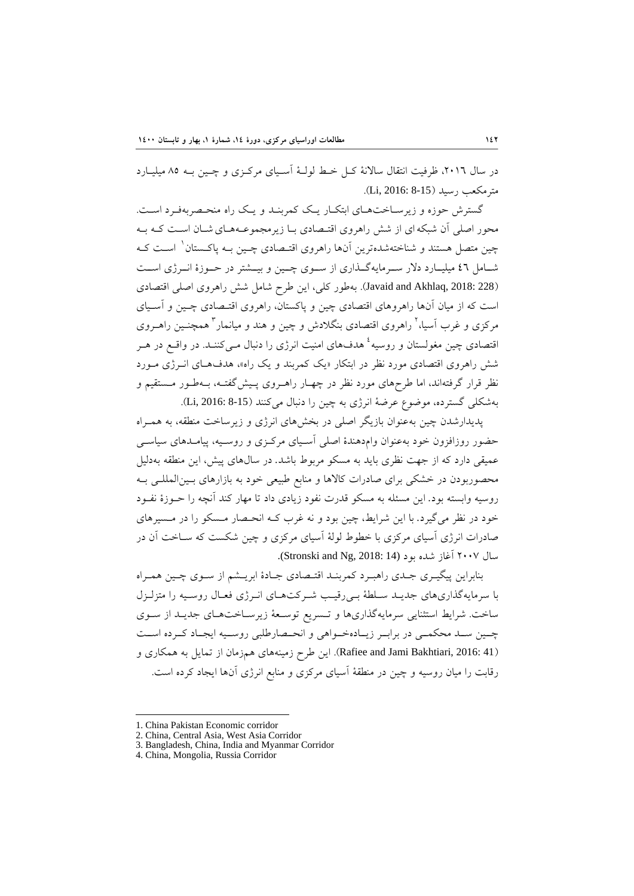در سال ۲۰۱۶، ظرفیت انتقال سالانهٔ کـل خـط لولـهٔ آسـیای مرکـزی و چـین بـه ۸۵ میلیـارد مترمکعب رسید (Li, 2016: 8-15).

گسترش حوزه و زیرسـاخت‌هـای ابتکـار یـک کمربنـد و یـک راه منحـصربه‌فـرد اسـت. محور اصلی آن شبکه ای از شش راهروی اقتـصادی بـا زیرمجموعـه‌هـای شـان اسـت کـه بـه چین متصل هستند و شناخته‌شده‌ترین آن‌ها راهروی اقتـصادی چـین بـه پاکـستان[1] اسـت کـه شـامل ٤٦ میلیـارد دلار سـرمایه‌گـذاری از سـوی چـین و بیـشتر در حـوزهٔ انـرژی اسـت (Javaid and Akhlaq, 2018: 228). به‌طور کلی، این طرح شامل شش راهروی اصلی اقتصادی است که از میان آن‌ها راهروهای اقتصادی چین و پاکستان، راهروی اقتـصادی چـین و آسـیای مرکزی و غرب آسیا،[2] راهروی اقتصادی بنگلادش و چین و هند و میانمار[3] همچنـین راهـروی اقتصادی چین مغولستان و روسیه[4] هدف‌های امنیت انرژی را دنبال مـی‌کننـد. در واقـع در هـر شش راهروی اقتصادی مورد نظر در ابتکار «یک کمربند و یک راه»، هدف‌هـای انـرژی مـورد نظر قرار گرفته‌اند، اما طرح‌های مورد نظر در چهـار راهـروی پـیش‌گفتـه، بـه‌طـور مـستقیم و به‌شکلی گسترده، موضوع عرضهٔ انرژی به چین را دنبال می‌کنند (Li, 2016: 8-15).

پدیدارشدن چین به‌عنوان بازیگر اصلی در بخش‌های انرژی و زیرساخت منطقه، به همـراه حضور روزافزون خود به‌عنوان وام‌دهندهٔ اصلی آسـیای مرکـزی و روسـیه، پیامـدهای سیاسـی عمیقی دارد که از جهت نظری باید به مسکو مربوط باشد. در سال‌های پیش، این منطقه به‌دلیل محصوربودن در خشکی برای صادرات کالاها و منابع طبیعی خود به بازارهای بـین‌المللـی بـه روسیه وابسته بود. این مسئله به مسکو قدرت نفوذ زیادی داد تا مهار کند آنچه را حـوزهٔ نفـوذ خود در نظر می‌گیرد. با این شرایط، چین بود و نه غرب کـه انحـصار مـسکو را در مـسیرهای صادرات انرژی آسیای مرکزی با خطوط لولهٔ آسیای مرکزی و چین شکست که سـاخت آن در سال ۲۰۰۷ آغاز شده بود (Stronski and Ng, 2018: 14).

بنابراین پیگیـری جـدی راهبـرد کمربنـد اقتـصادی جـادهٔ ابریـشم از سـوی چـین همـراه با سرمایه‌گذاری‌های جدیـد سـلطهٔ بـی‌رقیـب شـرکت‌هـای انـرژی فعـال روسـیه را متزلـزل ساخت. شرایط استثنایی سرمایه‌گذاری‌ها و تـسریع توسـعهٔ زیرسـاخت‌هـای جدیـد از سـوی چـین سـد محکمـی در برابـر زیـاده‌خـواهی و انحـصارطلبی روسـیه ایجـاد کـرده اسـت (Rafiee and Jami Bakhtiari, 2016: 41). این طرح زمینه‌های هم‌زمان از تمایل به همکاری و رقابت را میان روسیه و چین در منطقهٔ آسیای مرکزی و منابع انرژی آن‌ها ایجاد کرده است.

---

1. China Pakistan Economic corridor
2. China, Central Asia, West Asia Corridor
3. Bangladesh, China, India and Myanmar Corridor
4. China, Mongolia, Russia Corridor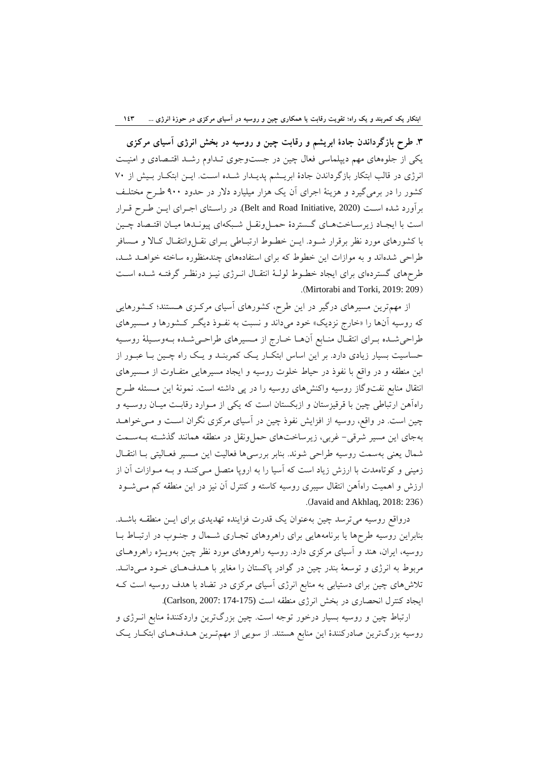### ۳. طرح بازگرداندن جادهٔ ابریشم و رقابت چین و روسیه در بخش انرژی آسیای مرکزی

یکی از جلوه‌های مهم دیپلماسی فعال چین در جست‌وجوی تـداوم رشـد اقتـصادی و امنیـت انرژی در قالب ابتکار بازگرداندن جادهٔ ابریـشم پدیـدار شـده اسـت. ایـن ابتکـار بـیش از ۷۰ کشور را در برمی‌گیرد و هزینهٔ اجرای آن یک هزار میلیارد دلار در حدود ۹۰۰ طـرح مختلـف برآورد شده اسـت (Belt and Road Initiative, 2020). در راسـتای اجـرای ایـن طـرح قـرار است با ایجـاد زیرسـاخت‌هـای گـستردهٔ حمـل‌ونقـل شـبکه‌ای پیونـدها میـان اقتـصاد چـین با کشورهای مورد نظر برقرار شـود. ایـن خطـوط ارتبـاطی بـرای نقـل‌وانتقـال کـالا و مـسافر طراحی شده‌اند و به موازات این خطوط که برای استفاده‌های چندمنظوره ساخته خواهـد شـد، طرح‌های گسترده‌ای برای ایجاد خطـوط لولـهٔ انتقـال انـرژی نیـز درنظـر گرفتـه شـده اسـت (Mirtorabi and Torki, 2019: 209).

از مهم‌ترین مسیرهای درگیر در این طرح، کشورهای آسیای مرکـزی هـستند؛ کـشورهایی که روسیه آن‌ها را «خارج نزدیک» خود می‌داند و نسبت به نفـوذ دیگـر کـشورها و مـسیرهای طراحی‌شـده بـرای انتقـال منـابع آن‌هـا خـارج از مـسیرهای طراحـی‌شـده بـه‌وسـیلهٔ روسـیه حساسیت بسیار زیادی دارد. بر این اساس ابتکـار یـک کمربنـد و یـک راه چـین بـا عبـور از این منطقه و در واقع با نفوذ در حیاط خلوت روسیه و ایجاد مسیرهایی متفـاوت از مـسیرهای انتقال منابع نفت‌وگاز روسیه واکنش‌های روسیه را در پی داشته است. نمونهٔ این مـسئله طـرح راه‌آهن ارتباطی چین با قرقیزستان و ازبکستان است که یکی از مـوارد رقابـت میـان روسـیه و چین است. در واقع، روسیه از افزایش نفوذ چین در آسیای مرکزی نگران اسـت و مـی‌خواهـد به‌جای این مسیر شرقی- غربی، زیرساخت‌های حمل‌ونقل در منطقه هماننـد گذشـته بـه‌سـمت شمال یعنی به‌سمت روسیه طراحی شوند. بنابر بررسی‌ها فعالیت این مـسیر فعـالیتی بـا انتقـال زمینی و کوتاه‌مدت با ارزش زیاد است که آسیا را به اروپا متصل مـی‌کنـد و بـه مـوازات آن از ارزش و اهمیت راه‌آهن انتقال سیبری روسیه کاسته و کنترل آن نیز در این منطقه کم مـی‌شـود (Javaid and Akhlaq, 2018: 236).

درواقع روسیه می‌ترسد چین به‌عنوان یک قدرت فزاینده تهدیدی برای ایـن منطقـه باشـد. بنابراین روسیه طرح‌ها یا برنامه‌هایی برای راهروهای تجـاری شـمال و جنـوب در ارتبـاط بـا روسیه، ایران، هند و آسیای مرکزی دارد. روسیه راهروهای مورد نظر چین به‌ویـژه راهروهـای مربوط به انرژی و توسعهٔ بندر چین در گوادر پاکستان را مغایر با هـدف‌هـای خـود مـی‌دانـد. تلاش‌های چین برای دستیابی به منابع انرژی آسیای مرکزی در تضاد با هدف روسیه است کـه ایجاد کنترل انحصاری در بخش انرژی منطقه است (Carlson, 2007: 174-175).

ارتباط چین و روسیه بسیار درخور توجه است. چین بزرگ‌ترین واردکنندهٔ منابع انـرژی و روسیه بزرگ‌ترین صادرکنندهٔ این منابع هستند. از سویی از مهم‌تـرین هـدف‌هـای ابتکـار یـک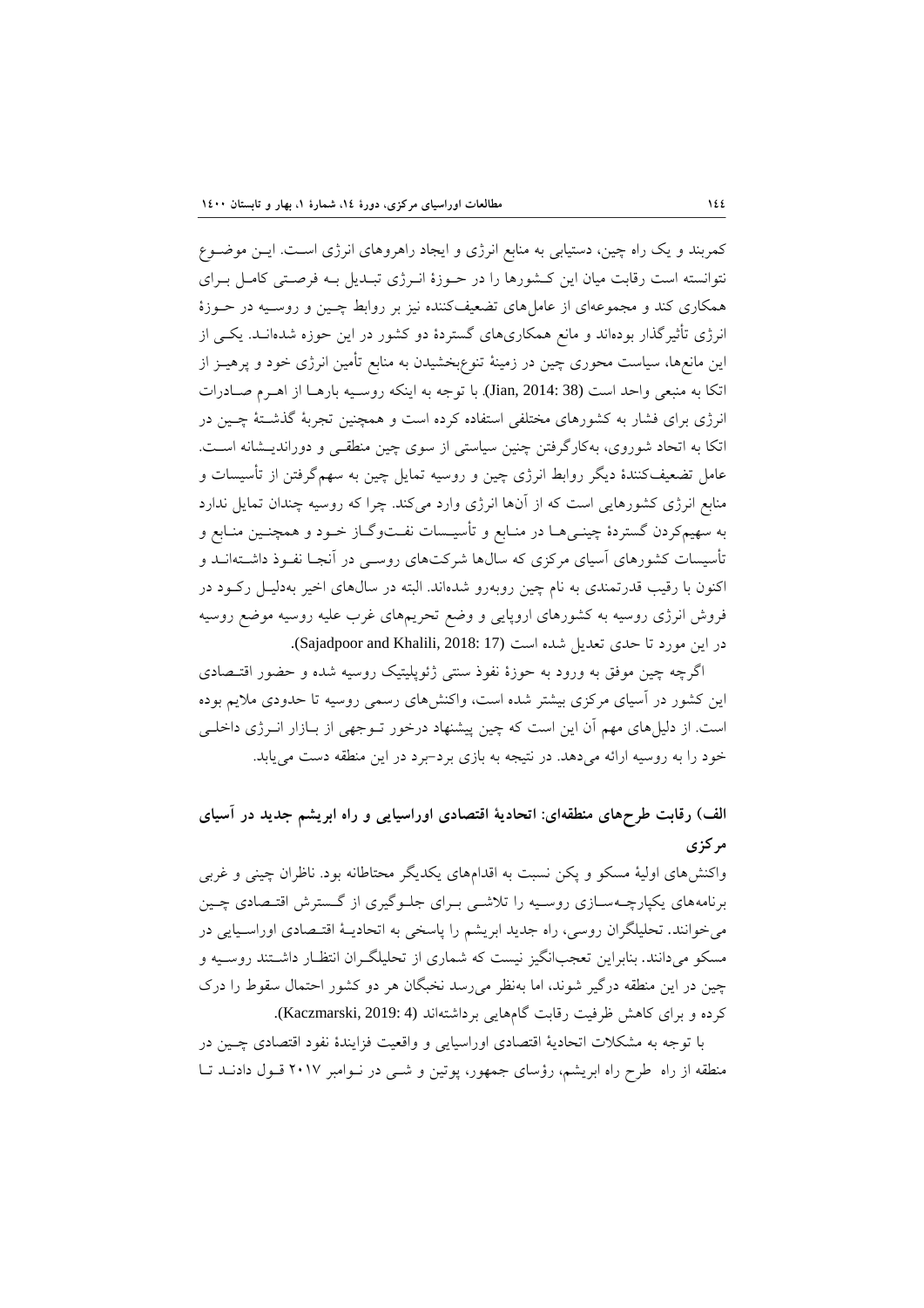کمربند و یک راه چین، دستیابی به منابع انرژی و ایجاد راهروهای انرژی است. این موضوع نتوانسته است رقابت میان این کشورها را در حوزۀ انرژی تبدیل به فرصتی کامل برای همکاری کند و مجموعه‌ای از عامل‌های تضعیف‌کننده نیز بر روابط چین و روسیه در حوزۀ انرژی تأثیرگذار بوده‌اند و مانع همکاری‌های گستردۀ دو کشور در این حوزه شده‌اند. یکی از این مانع‌ها، سیاست محوری چین در زمینۀ تنوع‌بخشیدن به منابع تأمین انرژی خود و پرهیز از اتکا به منبعی واحد است (Jian, 2014: 38). با توجه به اینکه روسیه بارها از اهرم صادرات انرژی برای فشار به کشورهای مختلفی استفاده کرده است و همچنین تجربۀ گذشتۀ چین در اتکا به اتحاد شوروی، به‌کارگرفتن چنین سیاستی از سوی چین منطقی و دوراندیشانه است. عامل تضعیف‌کنندۀ دیگر روابط انرژی چین و روسیه تمایل چین به سهم‌گرفتن از تأسیسات و منابع انرژی کشورهایی است که از آن‌ها انرژی وارد می‌کند. چرا که روسیه چندان تمایل ندارد به سهیم‌کردن گستردۀ چینی‌ها در منابع و تأسیسات نفت‌وگاز خود و همچنین منابع و تأسیسات کشورهای آسیای مرکزی که سال‌ها شرکت‌های روسی در آنجا نفوذ داشته‌اند و اکنون با رقیب قدرتمندی به نام چین روبه‌رو شده‌اند. البته در سال‌های اخیر به‌دلیل رکود در فروش انرژی روسیه به کشورهای اروپایی و وضع تحریم‌های غرب علیه روسیه موضع روسیه در این مورد تا حدی تعدیل شده است (Sajadpoor and Khalili, 2018: 17).

اگرچه چین موفق به ورود به حوزۀ نفوذ سنتی ژئوپلیتیک روسیه شده و حضور اقتصادی این کشور در آسیای مرکزی بیشتر شده است، واکنش‌های رسمی روسیه تا حدودی ملایم بوده است. از دلیل‌های مهم آن این است که چین پیشنهاد درخور توجهی از بازار انرژی داخلی خود را به روسیه ارائه می‌دهد. در نتیجه به بازی برد-برد در این منطقه دست می‌یابد.

## الف) رقابت طرح‌های منطقه‌ای: اتحادیۀ اقتصادی اوراسیایی و راه ابریشم جدید در آسیای مرکزی

واکنش‌های اولیۀ مسکو و پکن نسبت به اقدام‌های یکدیگر محتاطانه بود. ناظران چینی و غربی برنامه‌های یکپارچه‌سازی روسیه را تلاشی برای جلوگیری از گسترش اقتصادی چین می‌خوانند. تحلیلگران روسی، راه جدید ابریشم را پاسخی به اتحادیۀ اقتصادی اوراسیایی در مسکو می‌دانند. بنابراین تعجب‌انگیز نیست که شماری از تحلیلگران انتظار داشتند روسیه و چین در این منطقه درگیر شوند، اما به‌نظر می‌رسد نخبگان هر دو کشور احتمال سقوط را درک کرده و برای کاهش ظرفیت رقابت گام‌هایی برداشته‌اند (Kaczmarski, 2019: 4).

با توجه به مشکلات اتحادیۀ اقتصادی اوراسیایی و واقعیت فزایندۀ نفوذ اقتصادی چین در منطقه از راه طرح راه ابریشم، رؤسای جمهور، پوتین و شی در نوامبر ۲۰۱۷ قول دادند تا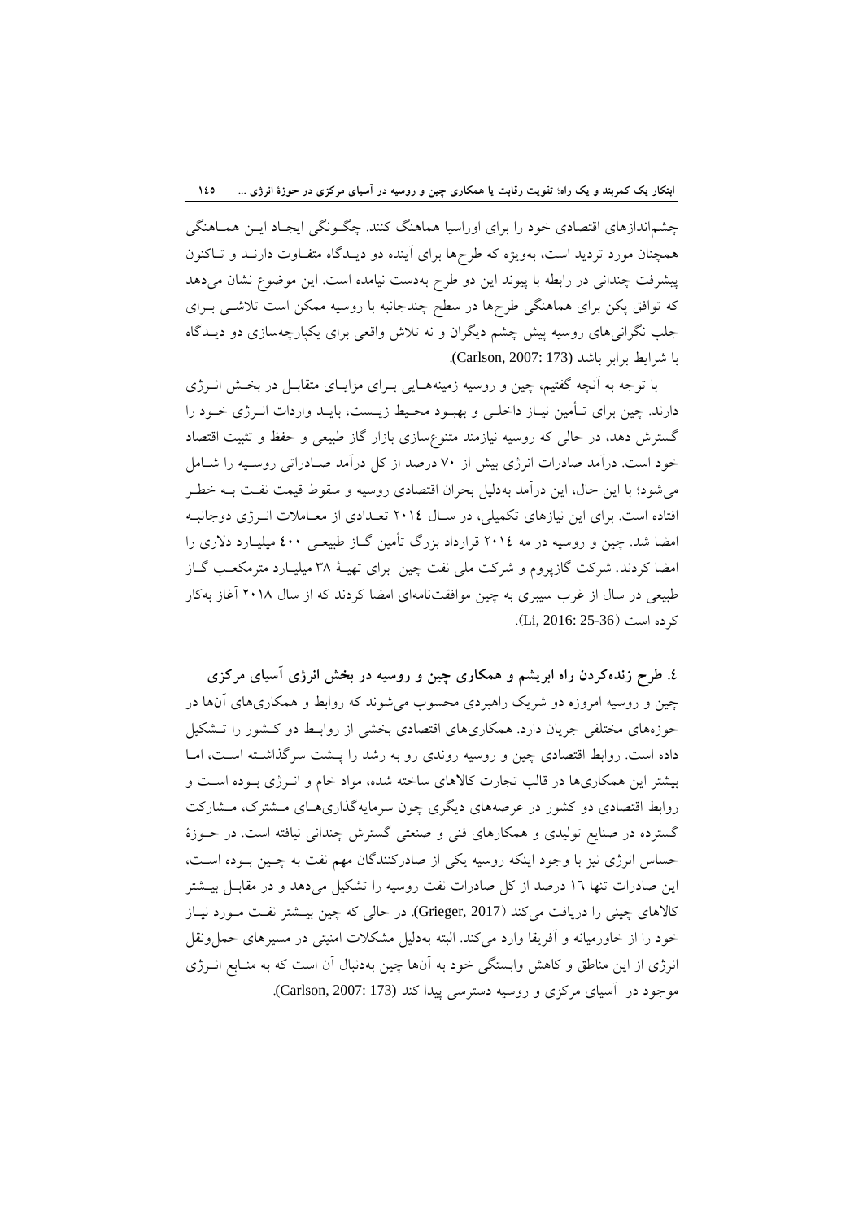چشم‌اندازهای اقتصادی خود را برای اوراسیا هماهنگ کنند. چگونگی ایجاد این هماهنگی همچنان مورد تردید است، به‌ویژه که طرح‌ها برای آینده دو دیدگاه متفاوت دارند و تاکنون پیشرفت چندانی در رابطه با پیوند این دو طرح به‌دست نیامده است. این موضوع نشان می‌دهد که توافق پکن برای هماهنگی طرح‌ها در سطح چندجانبه با روسیه ممکن است تلاشی برای جلب نگرانی‌های روسیه پیش چشم دیگران و نه تلاش واقعی برای یکپارچه‌سازی دو دیدگاه با شرایط برابر باشد (Carlson, 2007: 173).

با توجه به آنچه گفتیم، چین و روسیه زمینه‌هایی برای مزایای متقابل در بخش انرژی دارند. چین برای تأمین نیاز داخلی و بهبود محیط زیست، باید واردات انرژی خود را گسترش دهد، در حالی که روسیه نیازمند متنوع‌سازی بازار گاز طبیعی و حفظ و تثبیت اقتصاد خود است. درآمد صادرات انرژی بیش از ۷۰ درصد از کل درآمد صادراتی روسیه را شامل می‌شود؛ با این حال، این درآمد به‌دلیل بحران اقتصادی روسیه و سقوط قیمت نفت به خطر افتاده است. برای این نیازهای تکمیلی، در سال ۲۰۱٤ تعدادی از معاملات انرژی دوجانبه امضا شد. چین و روسیه در مه ۲۰۱٤ قرارداد بزرگ تأمین گاز طبیعی ٤۰۰ میلیارد دلاری را امضا کردند. شرکت گازپروم و شرکت ملی نفت چین برای تهیهٔ ۳۸ میلیارد مترمکعب گاز طبیعی در سال از غرب سیبری به چین موافقت‌نامه‌ای امضا کردند که از سال ۲۰۱۸ آغاز به‌کار کرده است (Li, 2016: 25-36).

### ٤. طرح زنده‌کردن راه ابریشم و همکاری چین و روسیه در بخش انرژی آسیای مرکزی

چین و روسیه امروزه دو شریک راهبردی محسوب می‌شوند که روابط و همکاری‌های آن‌ها در حوزه‌های مختلفی جریان دارد. همکاری‌های اقتصادی بخشی از روابط دو کشور را تشکیل داده است. روابط اقتصادی چین و روسیه روندی رو به رشد را پشت سرگذاشته است، اما بیشتر این همکاری‌ها در قالب تجارت کالاهای ساخته شده، مواد خام و انرژی بوده است و روابط اقتصادی دو کشور در عرصه‌های دیگری چون سرمایه‌گذاری‌های مشترک، مشارکت گسترده در صنایع تولیدی و همکارهای فنی و صنعتی گسترش چندانی نیافته است. در حوزهٔ حساس انرژی نیز با وجود اینکه روسیه یکی از صادرکنندگان مهم نفت به چین بوده است، این صادرات تنها ١٦ درصد از کل صادرات نفت روسیه را تشکیل می‌دهد و در مقابل بیشتر کالاهای چینی را دریافت می‌کند (Grieger, 2017). در حالی که چین بیشتر نفت مورد نیاز خود را از خاورمیانه و آفریقا وارد می‌کند. البته به‌دلیل مشکلات امنیتی در مسیرهای حمل‌ونقل انرژی از این مناطق و کاهش وابستگی خود به آن‌ها چین به‌دنبال آن است که به منابع انرژی موجود در آسیای مرکزی و روسیه دسترسی پیدا کند (Carlson, 2007: 173).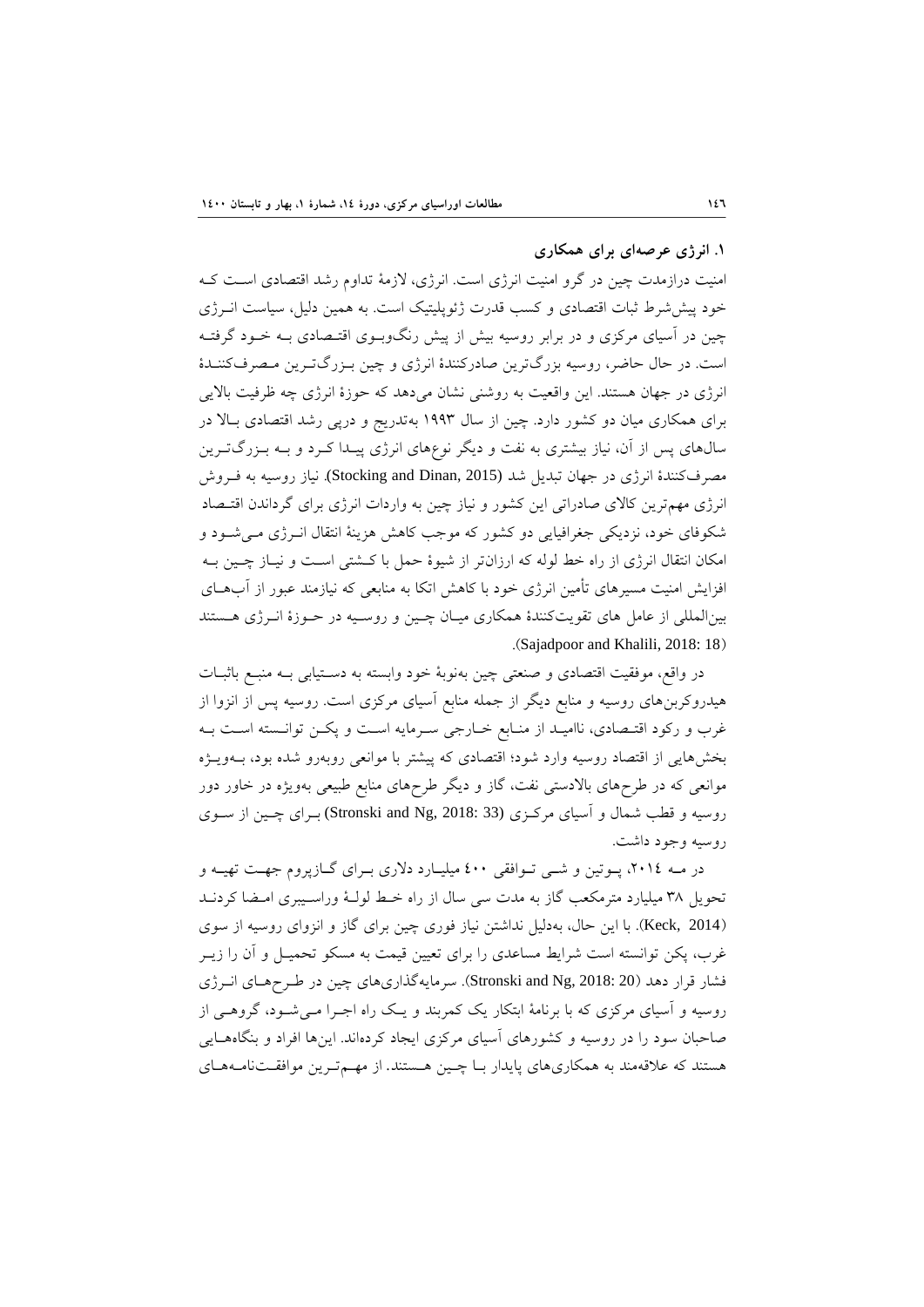## ۱. انرژی عرصه‌ای برای همکاری

امنیت درازمدت چین در گرو امنیت انرژی است. انرژی، لازمهٔ تداوم رشد اقتصادی است که خود پیش‌شرط ثبات اقتصادی و کسب قدرت ژئوپلیتیک است. به همین دلیل، سیاست انرژی چین در آسیای مرکزی و در برابر روسیه بیش از پیش رنگ‌وبوی اقتصادی به خود گرفته است. در حال حاضر، روسیه بزرگ‌ترین صادرکنندهٔ انرژی و چین بزرگ‌ترین مصرف‌کنندهٔ انرژی در جهان هستند. این واقعیت به روشنی نشان می‌دهد که حوزهٔ انرژی چه ظرفیت بالایی برای همکاری میان دو کشور دارد. چین از سال ۱۹۹۳ به‌تدریج و درپی رشد اقتصادی بالا در سال‌های پس از آن، نیاز بیشتری به نفت و دیگر نوع‌های انرژی پیدا کرد و به بزرگ‌ترین مصرف‌کنندهٔ انرژی در جهان تبدیل شد (Stocking and Dinan, 2015). نیاز روسیه به فروش انرژی مهم‌ترین کالای صادراتی این کشور و نیاز چین به واردات انرژی برای گرداندن اقتصاد شکوفای خود، نزدیکی جغرافیایی دو کشور که موجب کاهش هزینهٔ انتقال انرژی می‌شود و امکان انتقال انرژی از راه خط لوله که ارزان‌تر از شیوهٔ حمل با کشتی است و نیاز چین به افزایش امنیت مسیرهای تأمین انرژی خود با کاهش اتکا به منابعی که نیازمند عبور از آب‌های بین‌المللی از عامل های تقویت‌کنندهٔ همکاری میان چین و روسیه در حوزهٔ انرژی هستند (Sajadpoor and Khalili, 2018: 18).

در واقع، موفقیت اقتصادی و صنعتی چین به‌نوبهٔ خود وابسته به دستیابی به منبع باثبات هیدروکربن‌های روسیه و منابع دیگر از جمله منابع آسیای مرکزی است. روسیه پس از انزوا از غرب و رکود اقتصادی، ناامید از منابع خارجی سرمایه است و پکن توانسته است به بخش‌هایی از اقتصاد روسیه وارد شود؛ اقتصادی که پیشتر با موانعی روبه‌رو شده بود، به‌ویژه موانعی که در طرح‌های بالادستی نفت، گاز و دیگر طرح‌های منابع طبیعی به‌ویژه در خاور دور روسیه و قطب شمال و آسیای مرکزی (Stronski and Ng, 2018: 33) برای چین از سوی روسیه وجود داشت.

در مه ۲۰۱٤، پوتین و شی توافقی ٤۰۰ میلیارد دلاری برای گازپروم جهت تهیه و تحویل ۳۸ میلیارد مترمکعب گاز به مدت سی سال از راه خط لولهٔ وراسیبری امضا کردند (Keck, 2014). با این حال، به‌دلیل نداشتن نیاز فوری چین برای گاز و انزوای روسیه از سوی غرب، پکن توانسته است شرایط مساعدی را برای تعیین قیمت به مسکو تحمیل و آن را زیر فشار قرار دهد (Stronski and Ng, 2018: 20). سرمایه‌گذاری‌های چین در طرح‌های انرژی روسیه و آسیای مرکزی که با برنامهٔ ابتکار یک کمربند و یک راه اجرا می‌شود، گروهی از صاحبان سود را در روسیه و کشورهای آسیای مرکزی ایجاد کرده‌اند. این‌ها افراد و بنگاه‌هایی هستند که علاقه‌مند به همکاری‌های پایدار با چین هستند. از مهم‌ترین موافقت‌نامه‌های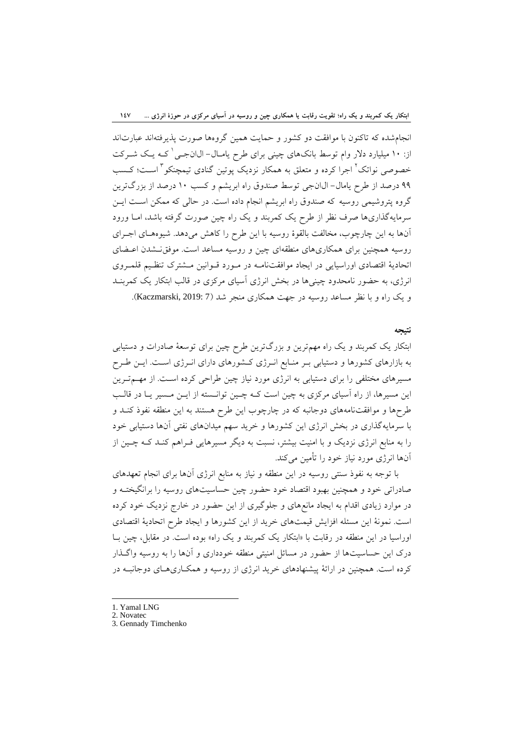انجام‌شده که تاکنون با موافقت دو کشور و حمایت همین گروه‌ها صورت پذیرفته‌اند عبارت‌اند از: ۱۰ میلیارد دلار وام توسط بانک‌های چینی برای طرح یامال- ال‌ان‌جی[1] که یک شرکت خصوصی نواتک[2] اجرا کرده و متعلق به همکار نزدیک پوتین گنادی تیمچنکو[3] است؛ کسب ۹۹ درصد از طرح یامال- ال‌ان‌جی توسط صندوق راه ابریشم و کسب ۱۰ درصد از بزرگ‌ترین گروه پتروشیمی روسیه که صندوق راه ابریشم انجام داده است. در حالی که ممکن است این سرمایه‌گذاری‌ها صرف نظر از طرح یک کمربند و یک راه چین صورت گرفته باشد، اما ورود آن‌ها به این چارچوب، مخالفت بالقوهٔ روسیه با این طرح را کاهش می‌دهد. شیوه‌های اجرای روسیه همچنین برای همکاری‌های منطقه‌ای چین و روسیه مساعد است. موفق‌نشدن اعضای اتحادیهٔ اقتصادی اوراسیایی در ایجاد موافقت‌نامه در مورد قوانین مشترک تنظیم قلمروی انرژی، به حضور نامحدود چینی‌ها در بخش انرژی آسیای مرکزی در قالب ابتکار یک کمربند و یک راه و با نظر مساعد روسیه در جهت همکاری منجر شد (Kaczmarski, 2019: 7).

## نتیجه

ابتکار یک کمربند و یک راه مهم‌ترین و بزرگ‌ترین طرح چین برای توسعهٔ صادرات و دستیابی به بازارهای کشورها و دستیابی بر منابع انرژی کشورهای دارای انرژی است. این طرح مسیرهای مختلفی را برای دستیابی به انرژی مورد نیاز چین طراحی کرده است. از مهم‌ترین این مسیرها، از راه آسیای مرکزی به چین است که چین توانسته از این مسیر یا در قالب طرح‌ها و موافقت‌نامه‌های دوجانبه که در چارچوب این طرح هستند به این منطقه نفوذ کند و با سرمایه‌گذاری در بخش انرژی این کشورها و خرید سهم میدان‌های نفتی آن‌ها دستیابی خود را به منابع انرژی نزدیک و با امنیت بیشتر، نسبت به دیگر مسیرهایی فراهم کند که چین از آن‌ها انرژی مورد نیاز خود را تأمین می‌کند.

با توجه به نفوذ سنتی روسیه در این منطقه و نیاز به منابع انرژی آن‌ها برای انجام تعهدهای صادراتی خود و همچنین بهبود اقتصاد خود حضور چین حساسیت‌های روسیه را برانگیخته و در موارد زیادی اقدام به ایجاد مانع‌های و جلوگیری از این حضور در خارج نزدیک خود کرده است. نمونهٔ این مسئله افزایش قیمت‌های خرید از این کشورها و ایجاد طرح اتحادیهٔ اقتصادی اوراسیا در این منطقه در رقابت با «ابتکار یک کمربند و یک راه» بوده است. در مقابل، چین با درک این حساسیت‌ها از حضور در مسائل امنیتی منطقه خودداری و آن‌ها را به روسیه واگذار کرده است. همچنین در ارائهٔ پیشنهادهای خرید انرژی از روسیه و همکاری‌های دوجانبه در

---

1. Yamal LNG
2. Novatec
3. Gennady Timchenko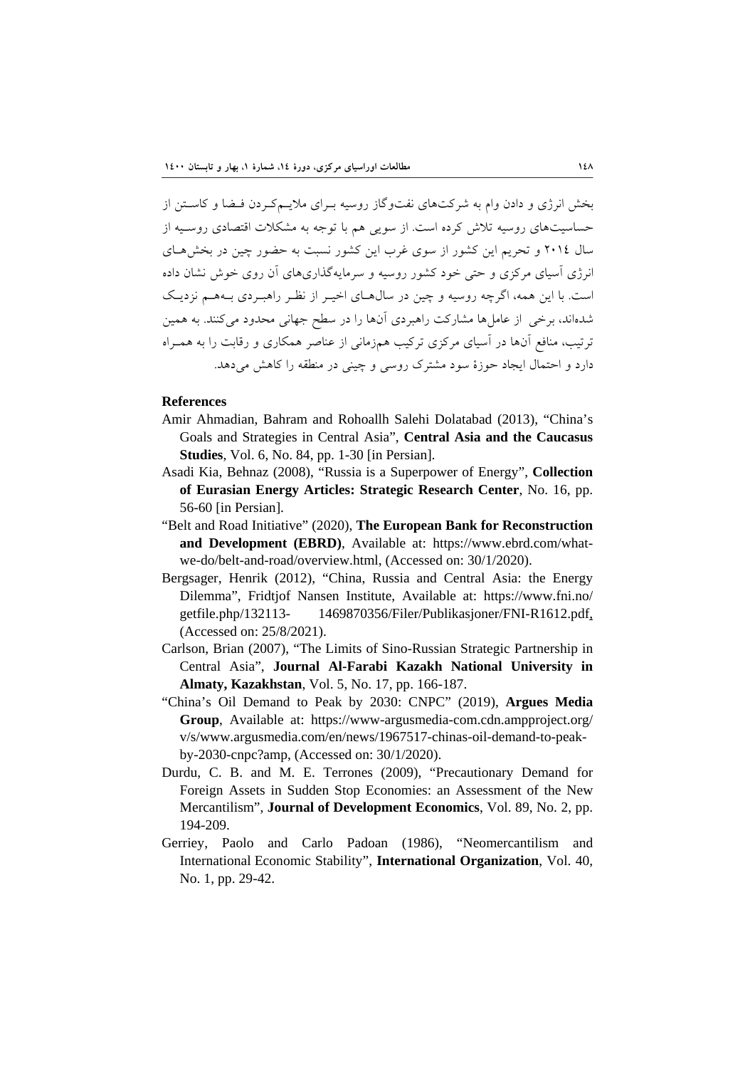بخش انرژی و دادن وام به شرکت‌های نفت‌وگاز روسیه بـرای ملایـم‌کـردن فـضا و کاسـتن از حساسیت‌های روسیه تلاش کرده است. از سویی هم با توجه به مشکلات اقتصادی روسـیه از سال ۲۰۱٤ و تحریم این کشور از سوی غرب این کشور نسبت به حضور چین در بخش‌هـای انرژی آسیای مرکزی و حتی خود کشور روسیه و سرمایه‌گذاری‌های آن روی خوش نشان داده است. با این همه، اگرچه روسیه و چین در سال‌هـای اخیـر از نظـر راهبـردی بـه‌هـم نزدیـک شده‌اند، برخی از عامل‌ها مشارکت راهبردی آن‌ها را در سطح جهانی محدود می‌کنند. به همین ترتیب، منافع آن‌ها در آسیای مرکزی ترکیب هم‌زمانی از عناصر همکاری و رقابت را به همـراه دارد و احتمال ایجاد حوزهٔ سود مشترک روسی و چینی در منطقه را کاهش می‌دهد.

## References

Amir Ahmadian, Bahram and Rohoallh Salehi Dolatabad (2013), "China's Goals and Strategies in Central Asia", **Central Asia and the Caucasus Studies**, Vol. 6, No. 84, pp. 1-30 [in Persian].

Asadi Kia, Behnaz (2008), "Russia is a Superpower of Energy", **Collection of Eurasian Energy Articles: Strategic Research Center**, No. 16, pp. 56-60 [in Persian].

"Belt and Road Initiative" (2020), **The European Bank for Reconstruction and Development (EBRD)**, Available at: https://www.ebrd.com/what-we-do/belt-and-road/overview.html, (Accessed on: 30/1/2020).

Bergsager, Henrik (2012), "China, Russia and Central Asia: the Energy Dilemma", Fridtjof Nansen Institute, Available at: https://www.fni.no/getfile.php/132113- 1469870356/Filer/Publikasjoner/FNI-R1612.pdf, (Accessed on: 25/8/2021).

Carlson, Brian (2007), "The Limits of Sino-Russian Strategic Partnership in Central Asia", **Journal Al-Farabi Kazakh National University in Almaty, Kazakhstan**, Vol. 5, No. 17, pp. 166-187.

"China's Oil Demand to Peak by 2030: CNPC" (2019), **Argues Media Group**, Available at: https://www-argusmedia-com.cdn.ampproject.org/v/s/www.argusmedia.com/en/news/1967517-chinas-oil-demand-to-peak-by-2030-cnpc?amp, (Accessed on: 30/1/2020).

Durdu, C. B. and M. E. Terrones (2009), "Precautionary Demand for Foreign Assets in Sudden Stop Economies: an Assessment of the New Mercantilism", **Journal of Development Economics**, Vol. 89, No. 2, pp. 194-209.

Gerriey, Paolo and Carlo Padoan (1986), "Neomercantilism and International Economic Stability", **International Organization**, Vol. 40, No. 1, pp. 29-42.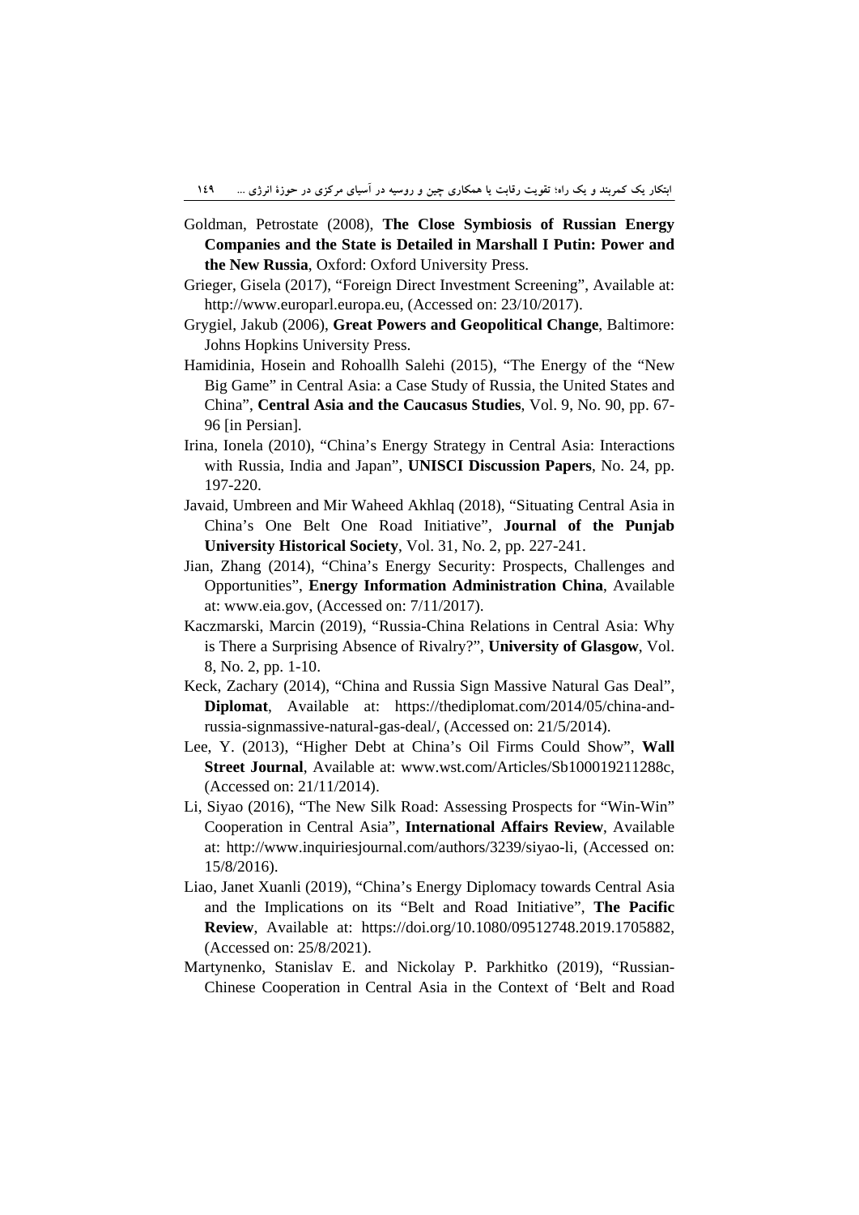Goldman, Petrostate (2008), **The Close Symbiosis of Russian Energy Companies and the State is Detailed in Marshall I Putin: Power and the New Russia**, Oxford: Oxford University Press.

Grieger, Gisela (2017), "Foreign Direct Investment Screening", Available at: http://www.europarl.europa.eu, (Accessed on: 23/10/2017).

Grygiel, Jakub (2006), **Great Powers and Geopolitical Change**, Baltimore: Johns Hopkins University Press.

Hamidinia, Hosein and Rohoallh Salehi (2015), "The Energy of the "New Big Game" in Central Asia: a Case Study of Russia, the United States and China", **Central Asia and the Caucasus Studies**, Vol. 9, No. 90, pp. 67-96 [in Persian].

Irina, Ionela (2010), "China's Energy Strategy in Central Asia: Interactions with Russia, India and Japan", **UNISCI Discussion Papers**, No. 24, pp. 197-220.

Javaid, Umbreen and Mir Waheed Akhlaq (2018), "Situating Central Asia in China's One Belt One Road Initiative", **Journal of the Punjab University Historical Society**, Vol. 31, No. 2, pp. 227-241.

Jian, Zhang (2014), "China's Energy Security: Prospects, Challenges and Opportunities", **Energy Information Administration China**, Available at: www.eia.gov, (Accessed on: 7/11/2017).

Kaczmarski, Marcin (2019), "Russia-China Relations in Central Asia: Why is There a Surprising Absence of Rivalry?", **University of Glasgow**, Vol. 8, No. 2, pp. 1-10.

Keck, Zachary (2014), "China and Russia Sign Massive Natural Gas Deal", **Diplomat**, Available at: https://thediplomat.com/2014/05/china-and-russia-signmassive-natural-gas-deal/, (Accessed on: 21/5/2014).

Lee, Y. (2013), "Higher Debt at China's Oil Firms Could Show", **Wall Street Journal**, Available at: www.wst.com/Articles/Sb100019211288c, (Accessed on: 21/11/2014).

Li, Siyao (2016), "The New Silk Road: Assessing Prospects for "Win-Win" Cooperation in Central Asia", **International Affairs Review**, Available at: http://www.inquiriesjournal.com/authors/3239/siyao-li, (Accessed on: 15/8/2016).

Liao, Janet Xuanli (2019), "China's Energy Diplomacy towards Central Asia and the Implications on its "Belt and Road Initiative", **The Pacific Review**, Available at: https://doi.org/10.1080/09512748.2019.1705882, (Accessed on: 25/8/2021).

Martynenko, Stanislav E. and Nickolay P. Parkhitko (2019), "Russian-Chinese Cooperation in Central Asia in the Context of 'Belt and Road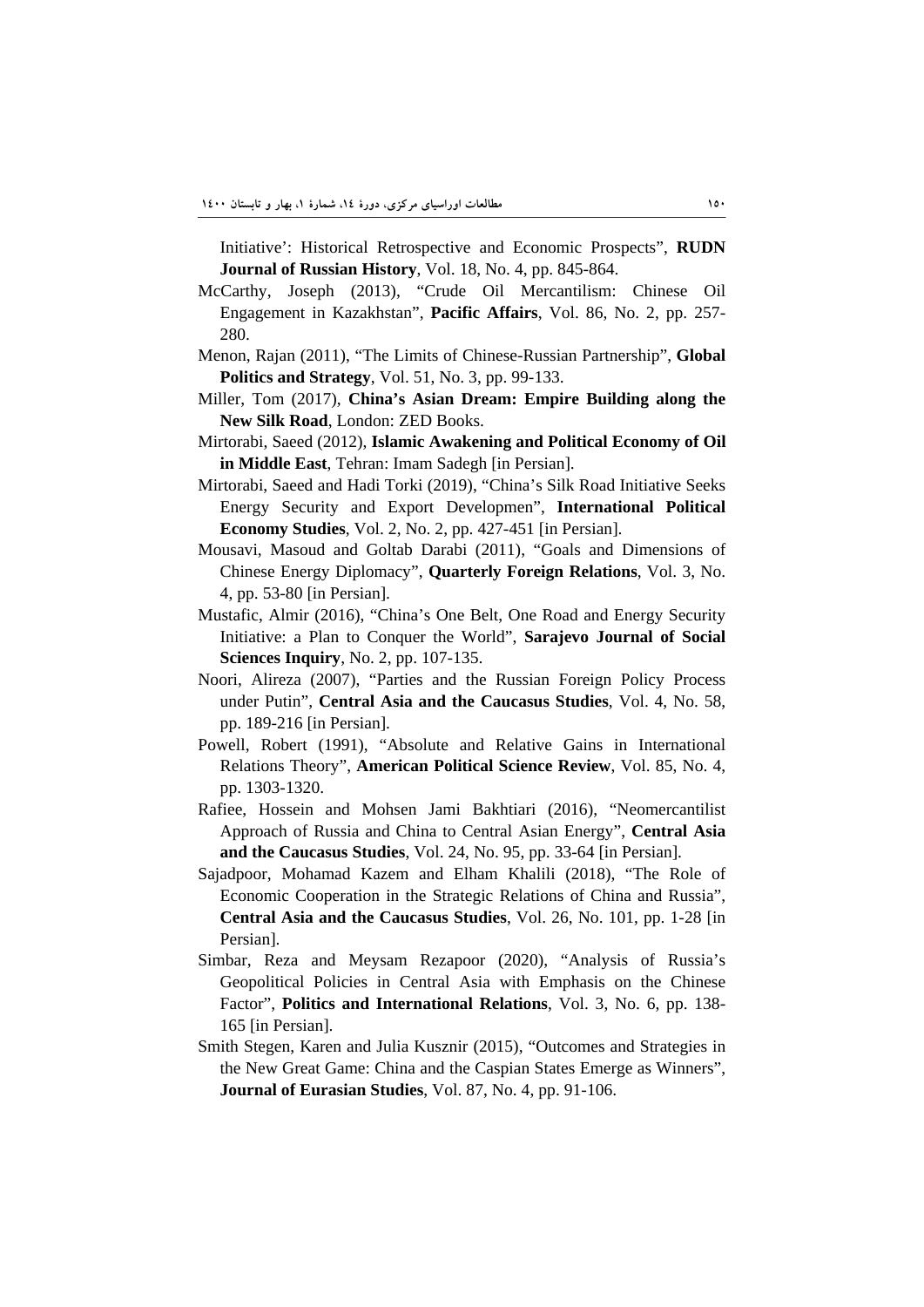Initiative': Historical Retrospective and Economic Prospects", **RUDN Journal of Russian History**, Vol. 18, No. 4, pp. 845-864.

McCarthy, Joseph (2013), "Crude Oil Mercantilism: Chinese Oil Engagement in Kazakhstan", **Pacific Affairs**, Vol. 86, No. 2, pp. 257-280.

Menon, Rajan (2011), "The Limits of Chinese-Russian Partnership", **Global Politics and Strategy**, Vol. 51, No. 3, pp. 99-133.

Miller, Tom (2017), **China's Asian Dream: Empire Building along the New Silk Road**, London: ZED Books.

Mirtorabi, Saeed (2012), **Islamic Awakening and Political Economy of Oil in Middle East**, Tehran: Imam Sadegh [in Persian].

Mirtorabi, Saeed and Hadi Torki (2019), "China's Silk Road Initiative Seeks Energy Security and Export Developmen", **International Political Economy Studies**, Vol. 2, No. 2, pp. 427-451 [in Persian].

Mousavi, Masoud and Goltab Darabi (2011), "Goals and Dimensions of Chinese Energy Diplomacy", **Quarterly Foreign Relations**, Vol. 3, No. 4, pp. 53-80 [in Persian].

Mustafic, Almir (2016), "China's One Belt, One Road and Energy Security Initiative: a Plan to Conquer the World", **Sarajevo Journal of Social Sciences Inquiry**, No. 2, pp. 107-135.

Noori, Alireza (2007), "Parties and the Russian Foreign Policy Process under Putin", **Central Asia and the Caucasus Studies**, Vol. 4, No. 58, pp. 189-216 [in Persian].

Powell, Robert (1991), "Absolute and Relative Gains in International Relations Theory", **American Political Science Review**, Vol. 85, No. 4, pp. 1303-1320.

Rafiee, Hossein and Mohsen Jami Bakhtiari (2016), "Neomercantilist Approach of Russia and China to Central Asian Energy", **Central Asia and the Caucasus Studies**, Vol. 24, No. 95, pp. 33-64 [in Persian].

Sajadpoor, Mohamad Kazem and Elham Khalili (2018), "The Role of Economic Cooperation in the Strategic Relations of China and Russia", **Central Asia and the Caucasus Studies**, Vol. 26, No. 101, pp. 1-28 [in Persian].

Simbar, Reza and Meysam Rezapoor (2020), "Analysis of Russia's Geopolitical Policies in Central Asia with Emphasis on the Chinese Factor", **Politics and International Relations**, Vol. 3, No. 6, pp. 138-165 [in Persian].

Smith Stegen, Karen and Julia Kusznir (2015), "Outcomes and Strategies in the New Great Game: China and the Caspian States Emerge as Winners", **Journal of Eurasian Studies**, Vol. 87, No. 4, pp. 91-106.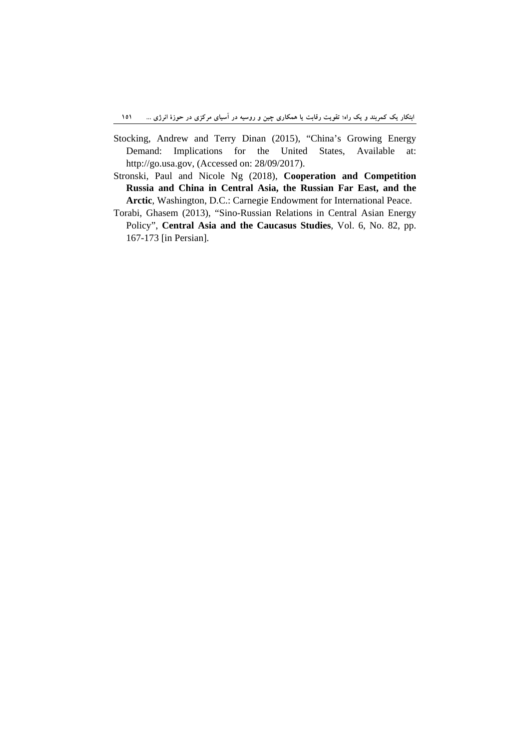Stocking, Andrew and Terry Dinan (2015), "China's Growing Energy Demand: Implications for the United States, Available at: http://go.usa.gov, (Accessed on: 28/09/2017).

Stronski, Paul and Nicole Ng (2018), **Cooperation and Competition Russia and China in Central Asia, the Russian Far East, and the Arctic**, Washington, D.C.: Carnegie Endowment for International Peace.

Torabi, Ghasem (2013), "Sino-Russian Relations in Central Asian Energy Policy", **Central Asia and the Caucasus Studies**, Vol. 6, No. 82, pp. 167-173 [in Persian].